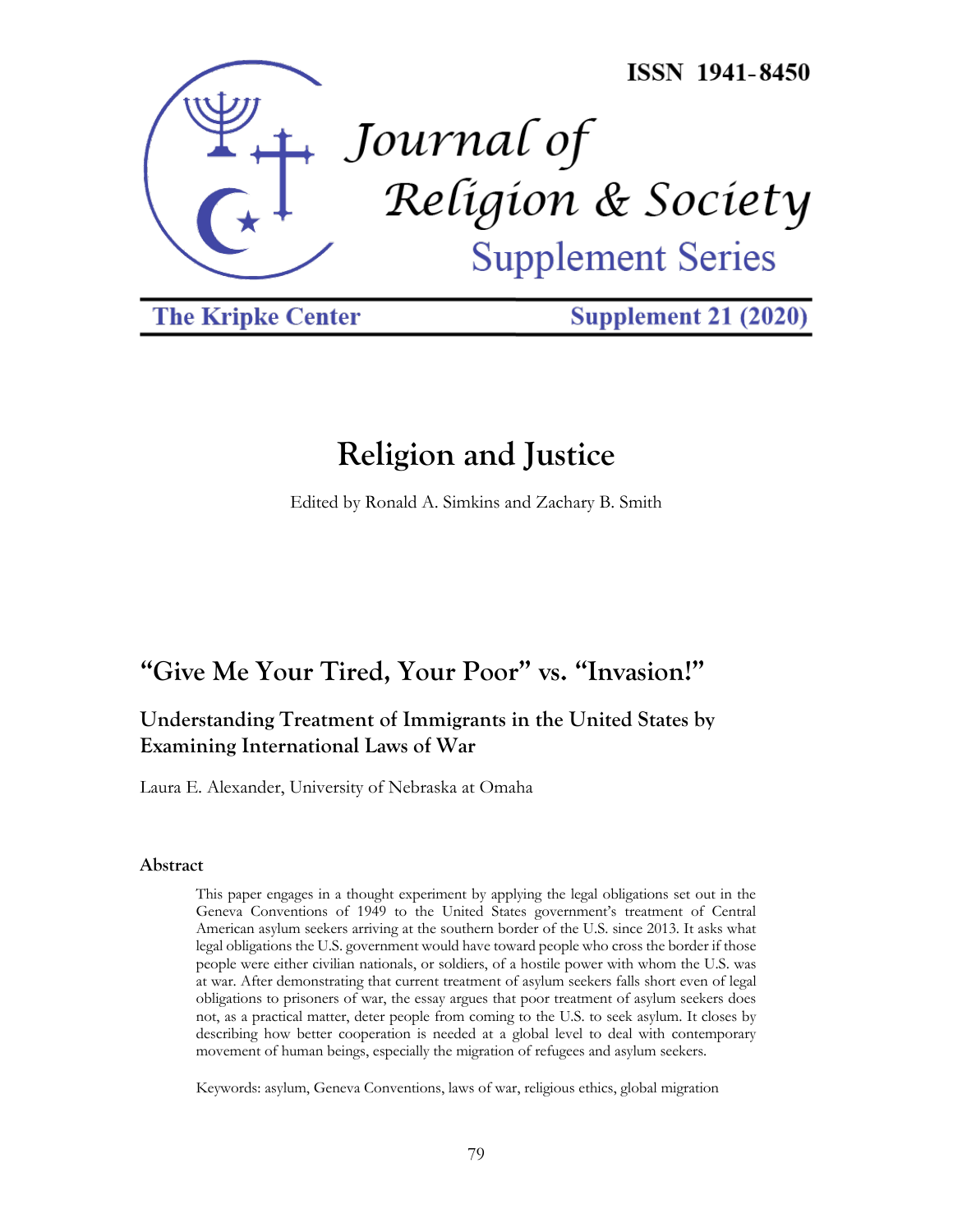ISSN 1941-8450

# Journal of Religion & Society

## Supplement Series

The Kripke Center

Supplement 21 (2020)

# Religion and Justice

Edited by Ronald A. Simkins and Zachary B. Smith

## "Give Me Your Tired, Your Poor" vs. "Invasion!"

### Understanding Treatment of Immigrants in the United States by Examining International Laws of War

Laura E. Alexander, University of Nebraska at Omaha

#### Abstract

This paper engages in a thought experiment by applying the legal obligations set out in the Geneva Conventions of 1949 to the United States government's treatment of Central American asylum seekers arriving at the southern border of the U.S. since 2013. It asks what legal obligations the U.S. government would have toward people who cross the border if those people were either civilian nationals, or soldiers, of a hostile power with whom the U.S. was at war. After demonstrating that current treatment of asylum seekers falls short even of legal obligations to prisoners of war, the essay argues that poor treatment of asylum seekers does not, as a practical matter, deter people from coming to the U.S. to seek asylum. It closes by describing how better cooperation is needed at a global level to deal with contemporary movement of human beings, especially the migration of refugees and asylum seekers.

Keywords: asylum, Geneva Conventions, laws of war, religious ethics, global migration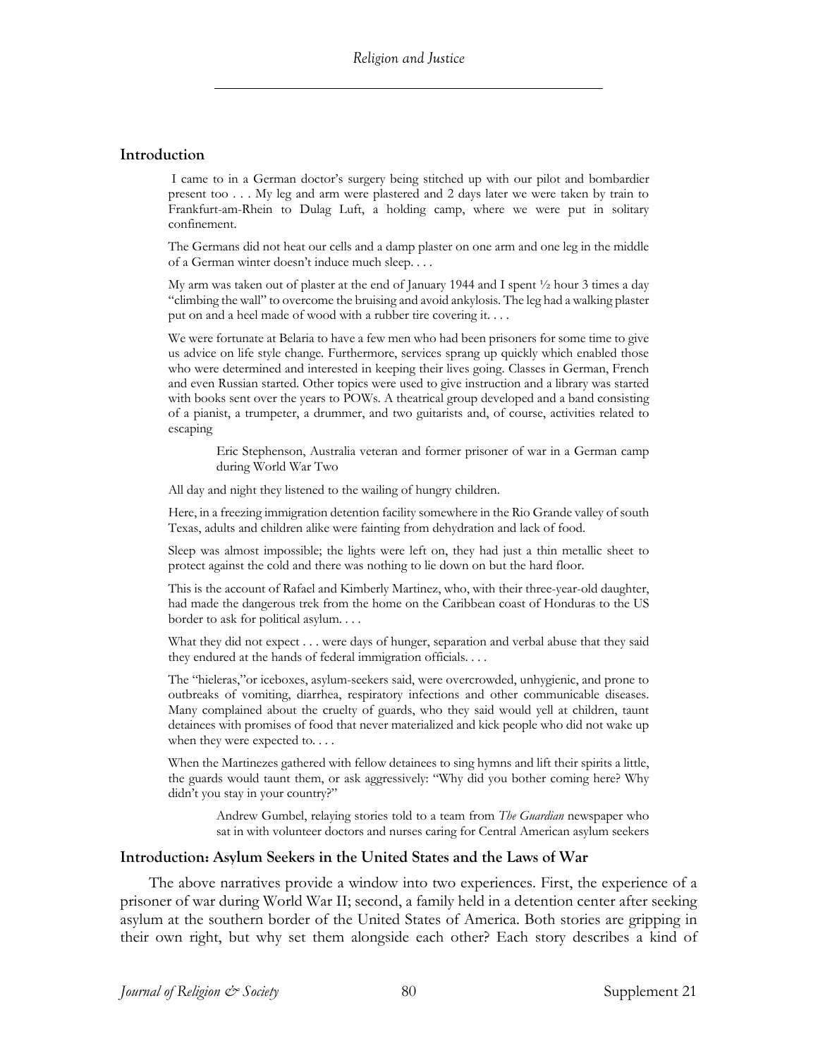## Introduction

> I came to in a German doctor's surgery being stitched up with our pilot and bombardier present too . . . My leg and arm were plastered and 2 days later we were taken by train to Frankfurt-am-Rhein to Dulag Luft, a holding camp, where we were put in solitary confinement.
>
> The Germans did not heat our cells and a damp plaster on one arm and one leg in the middle of a German winter doesn't induce much sleep. . . .
>
> My arm was taken out of plaster at the end of January 1944 and I spent ½ hour 3 times a day "climbing the wall" to overcome the bruising and avoid ankylosis. The leg had a walking plaster put on and a heel made of wood with a rubber tire covering it. . . .
>
> We were fortunate at Belaria to have a few men who had been prisoners for some time to give us advice on life style change. Furthermore, services sprang up quickly which enabled those who were determined and interested in keeping their lives going. Classes in German, French and even Russian started. Other topics were used to give instruction and a library was started with books sent over the years to POWs. A theatrical group developed and a band consisting of a pianist, a trumpeter, a drummer, and two guitarists and, of course, activities related to escaping
>
> > Eric Stephenson, Australia veteran and former prisoner of war in a German camp during World War Two

> All day and night they listened to the wailing of hungry children.
>
> Here, in a freezing immigration detention facility somewhere in the Rio Grande valley of south Texas, adults and children alike were fainting from dehydration and lack of food.
>
> Sleep was almost impossible; the lights were left on, they had just a thin metallic sheet to protect against the cold and there was nothing to lie down on but the hard floor.
>
> This is the account of Rafael and Kimberly Martinez, who, with their three-year-old daughter, had made the dangerous trek from the home on the Caribbean coast of Honduras to the US border to ask for political asylum. . . .
>
> What they did not expect . . . were days of hunger, separation and verbal abuse that they said they endured at the hands of federal immigration officials. . . .
>
> The "hieleras,"or iceboxes, asylum-seekers said, were overcrowded, unhygienic, and prone to outbreaks of vomiting, diarrhea, respiratory infections and other communicable diseases. Many complained about the cruelty of guards, who they said would yell at children, taunt detainees with promises of food that never materialized and kick people who did not wake up when they were expected to. . . .
>
> When the Martinezes gathered with fellow detainees to sing hymns and lift their spirits a little, the guards would taunt them, or ask aggressively: "Why did you bother coming here? Why didn't you stay in your country?"
>
> > Andrew Gumbel, relaying stories told to a team from *The Guardian* newspaper who sat in with volunteer doctors and nurses caring for Central American asylum seekers

## Introduction: Asylum Seekers in the United States and the Laws of War

The above narratives provide a window into two experiences. First, the experience of a prisoner of war during World War II; second, a family held in a detention center after seeking asylum at the southern border of the United States of America. Both stories are gripping in their own right, but why set them alongside each other? Each story describes a kind of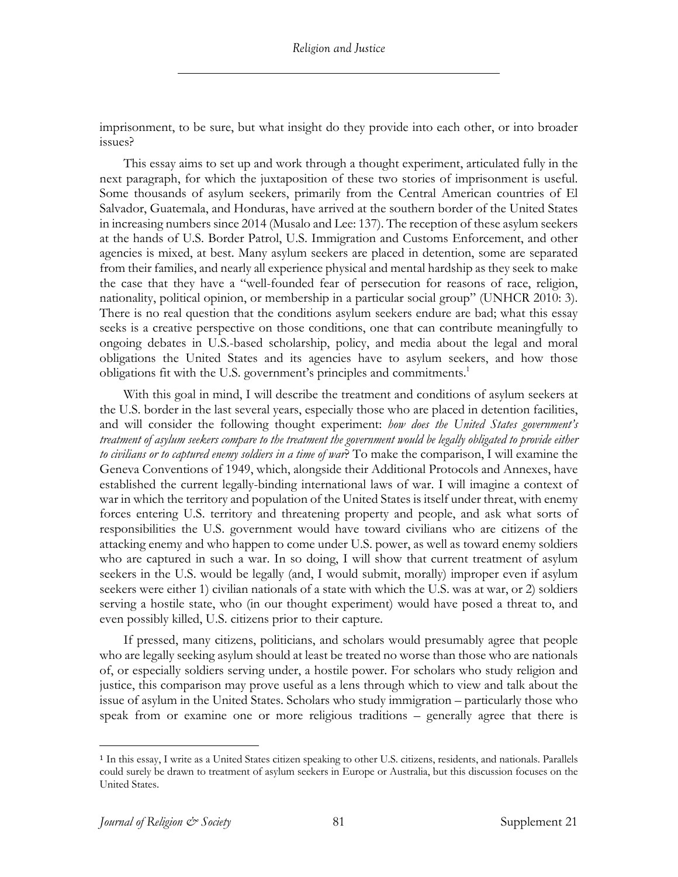imprisonment, to be sure, but what insight do they provide into each other, or into broader issues?

This essay aims to set up and work through a thought experiment, articulated fully in the next paragraph, for which the juxtaposition of these two stories of imprisonment is useful. Some thousands of asylum seekers, primarily from the Central American countries of El Salvador, Guatemala, and Honduras, have arrived at the southern border of the United States in increasing numbers since 2014 (Musalo and Lee: 137). The reception of these asylum seekers at the hands of U.S. Border Patrol, U.S. Immigration and Customs Enforcement, and other agencies is mixed, at best. Many asylum seekers are placed in detention, some are separated from their families, and nearly all experience physical and mental hardship as they seek to make the case that they have a "well-founded fear of persecution for reasons of race, religion, nationality, political opinion, or membership in a particular social group" (UNHCR 2010: 3). There is no real question that the conditions asylum seekers endure are bad; what this essay seeks is a creative perspective on those conditions, one that can contribute meaningfully to ongoing debates in U.S.-based scholarship, policy, and media about the legal and moral obligations the United States and its agencies have to asylum seekers, and how those obligations fit with the U.S. government's principles and commitments.[1]

With this goal in mind, I will describe the treatment and conditions of asylum seekers at the U.S. border in the last several years, especially those who are placed in detention facilities, and will consider the following thought experiment: *how does the United States government's treatment of asylum seekers compare to the treatment the government would be legally obligated to provide either to civilians or to captured enemy soldiers in a time of war*? To make the comparison, I will examine the Geneva Conventions of 1949, which, alongside their Additional Protocols and Annexes, have established the current legally-binding international laws of war. I will imagine a context of war in which the territory and population of the United States is itself under threat, with enemy forces entering U.S. territory and threatening property and people, and ask what sorts of responsibilities the U.S. government would have toward civilians who are citizens of the attacking enemy and who happen to come under U.S. power, as well as toward enemy soldiers who are captured in such a war. In so doing, I will show that current treatment of asylum seekers in the U.S. would be legally (and, I would submit, morally) improper even if asylum seekers were either 1) civilian nationals of a state with which the U.S. was at war, or 2) soldiers serving a hostile state, who (in our thought experiment) would have posed a threat to, and even possibly killed, U.S. citizens prior to their capture.

If pressed, many citizens, politicians, and scholars would presumably agree that people who are legally seeking asylum should at least be treated no worse than those who are nationals of, or especially soldiers serving under, a hostile power. For scholars who study religion and justice, this comparison may prove useful as a lens through which to view and talk about the issue of asylum in the United States. Scholars who study immigration – particularly those who speak from or examine one or more religious traditions – generally agree that there is

---

[1] In this essay, I write as a United States citizen speaking to other U.S. citizens, residents, and nationals. Parallels could surely be drawn to treatment of asylum seekers in Europe or Australia, but this discussion focuses on the United States.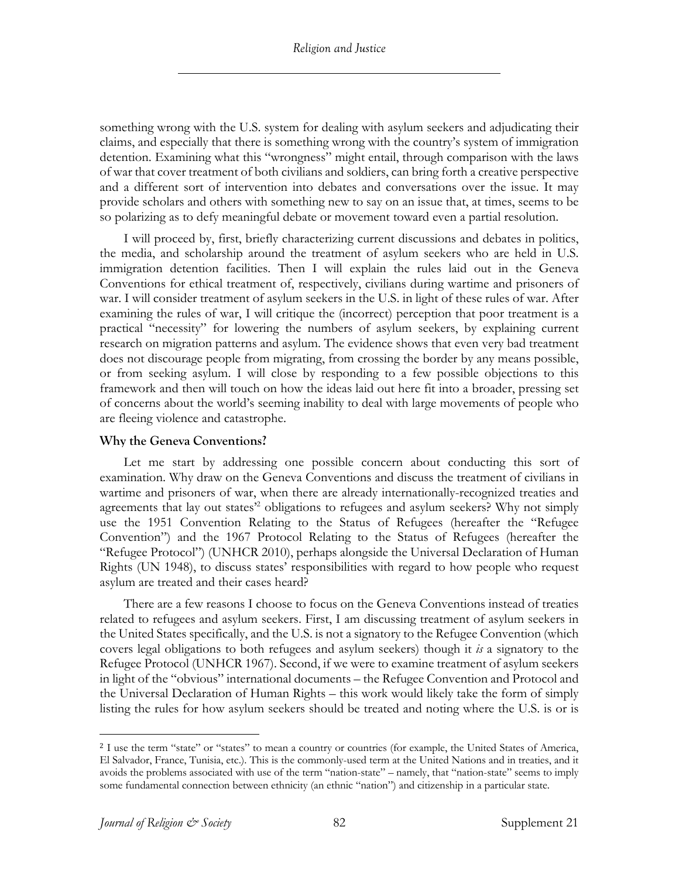something wrong with the U.S. system for dealing with asylum seekers and adjudicating their claims, and especially that there is something wrong with the country's system of immigration detention. Examining what this "wrongness" might entail, through comparison with the laws of war that cover treatment of both civilians and soldiers, can bring forth a creative perspective and a different sort of intervention into debates and conversations over the issue. It may provide scholars and others with something new to say on an issue that, at times, seems to be so polarizing as to defy meaningful debate or movement toward even a partial resolution.

I will proceed by, first, briefly characterizing current discussions and debates in politics, the media, and scholarship around the treatment of asylum seekers who are held in U.S. immigration detention facilities. Then I will explain the rules laid out in the Geneva Conventions for ethical treatment of, respectively, civilians during wartime and prisoners of war. I will consider treatment of asylum seekers in the U.S. in light of these rules of war. After examining the rules of war, I will critique the (incorrect) perception that poor treatment is a practical "necessity" for lowering the numbers of asylum seekers, by explaining current research on migration patterns and asylum. The evidence shows that even very bad treatment does not discourage people from migrating, from crossing the border by any means possible, or from seeking asylum. I will close by responding to a few possible objections to this framework and then will touch on how the ideas laid out here fit into a broader, pressing set of concerns about the world's seeming inability to deal with large movements of people who are fleeing violence and catastrophe.

### Why the Geneva Conventions?

Let me start by addressing one possible concern about conducting this sort of examination. Why draw on the Geneva Conventions and discuss the treatment of civilians in wartime and prisoners of war, when there are already internationally-recognized treaties and agreements that lay out states'[2] obligations to refugees and asylum seekers? Why not simply use the 1951 Convention Relating to the Status of Refugees (hereafter the "Refugee Convention") and the 1967 Protocol Relating to the Status of Refugees (hereafter the "Refugee Protocol") (UNHCR 2010), perhaps alongside the Universal Declaration of Human Rights (UN 1948), to discuss states' responsibilities with regard to how people who request asylum are treated and their cases heard?

There are a few reasons I choose to focus on the Geneva Conventions instead of treaties related to refugees and asylum seekers. First, I am discussing treatment of asylum seekers in the United States specifically, and the U.S. is not a signatory to the Refugee Convention (which covers legal obligations to both refugees and asylum seekers) though it *is* a signatory to the Refugee Protocol (UNHCR 1967). Second, if we were to examine treatment of asylum seekers in light of the "obvious" international documents – the Refugee Convention and Protocol and the Universal Declaration of Human Rights – this work would likely take the form of simply listing the rules for how asylum seekers should be treated and noting where the U.S. is or is

[2] I use the term "state" or "states" to mean a country or countries (for example, the United States of America, El Salvador, France, Tunisia, etc.). This is the commonly-used term at the United Nations and in treaties, and it avoids the problems associated with use of the term "nation-state" – namely, that "nation-state" seems to imply some fundamental connection between ethnicity (an ethnic "nation") and citizenship in a particular state.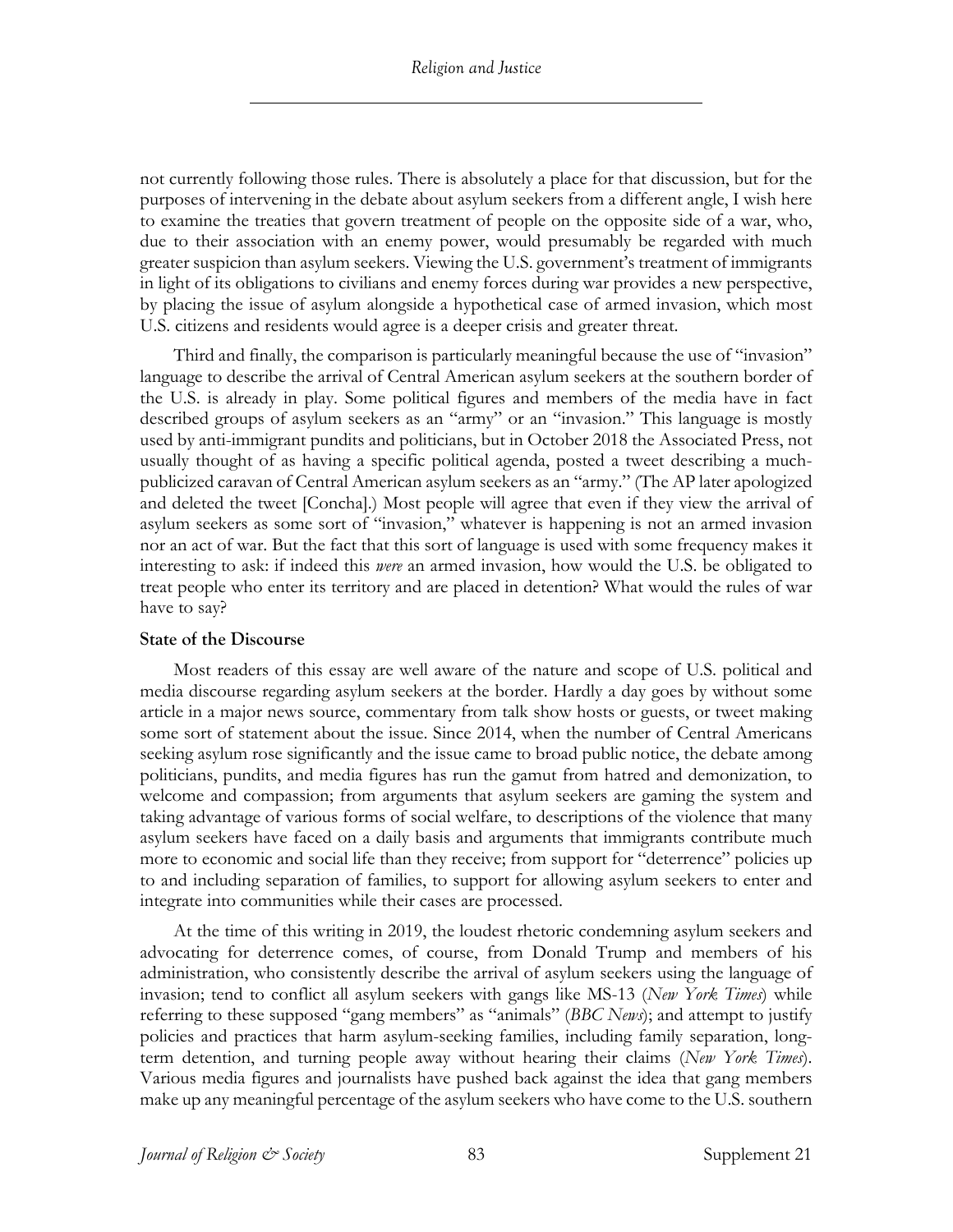not currently following those rules. There is absolutely a place for that discussion, but for the purposes of intervening in the debate about asylum seekers from a different angle, I wish here to examine the treaties that govern treatment of people on the opposite side of a war, who, due to their association with an enemy power, would presumably be regarded with much greater suspicion than asylum seekers. Viewing the U.S. government's treatment of immigrants in light of its obligations to civilians and enemy forces during war provides a new perspective, by placing the issue of asylum alongside a hypothetical case of armed invasion, which most U.S. citizens and residents would agree is a deeper crisis and greater threat.

Third and finally, the comparison is particularly meaningful because the use of "invasion" language to describe the arrival of Central American asylum seekers at the southern border of the U.S. is already in play. Some political figures and members of the media have in fact described groups of asylum seekers as an "army" or an "invasion." This language is mostly used by anti-immigrant pundits and politicians, but in October 2018 the Associated Press, not usually thought of as having a specific political agenda, posted a tweet describing a much-publicized caravan of Central American asylum seekers as an "army." (The AP later apologized and deleted the tweet [Concha].) Most people will agree that even if they view the arrival of asylum seekers as some sort of "invasion," whatever is happening is not an armed invasion nor an act of war. But the fact that this sort of language is used with some frequency makes it interesting to ask: if indeed this *were* an armed invasion, how would the U.S. be obligated to treat people who enter its territory and are placed in detention? What would the rules of war have to say?

**State of the Discourse**

Most readers of this essay are well aware of the nature and scope of U.S. political and media discourse regarding asylum seekers at the border. Hardly a day goes by without some article in a major news source, commentary from talk show hosts or guests, or tweet making some sort of statement about the issue. Since 2014, when the number of Central Americans seeking asylum rose significantly and the issue came to broad public notice, the debate among politicians, pundits, and media figures has run the gamut from hatred and demonization, to welcome and compassion; from arguments that asylum seekers are gaming the system and taking advantage of various forms of social welfare, to descriptions of the violence that many asylum seekers have faced on a daily basis and arguments that immigrants contribute much more to economic and social life than they receive; from support for "deterrence" policies up to and including separation of families, to support for allowing asylum seekers to enter and integrate into communities while their cases are processed.

At the time of this writing in 2019, the loudest rhetoric condemning asylum seekers and advocating for deterrence comes, of course, from Donald Trump and members of his administration, who consistently describe the arrival of asylum seekers using the language of invasion; tend to conflict all asylum seekers with gangs like MS-13 (*New York Times*) while referring to these supposed "gang members" as "animals" (*BBC News*); and attempt to justify policies and practices that harm asylum-seeking families, including family separation, long-term detention, and turning people away without hearing their claims (*New York Times*). Various media figures and journalists have pushed back against the idea that gang members make up any meaningful percentage of the asylum seekers who have come to the U.S. southern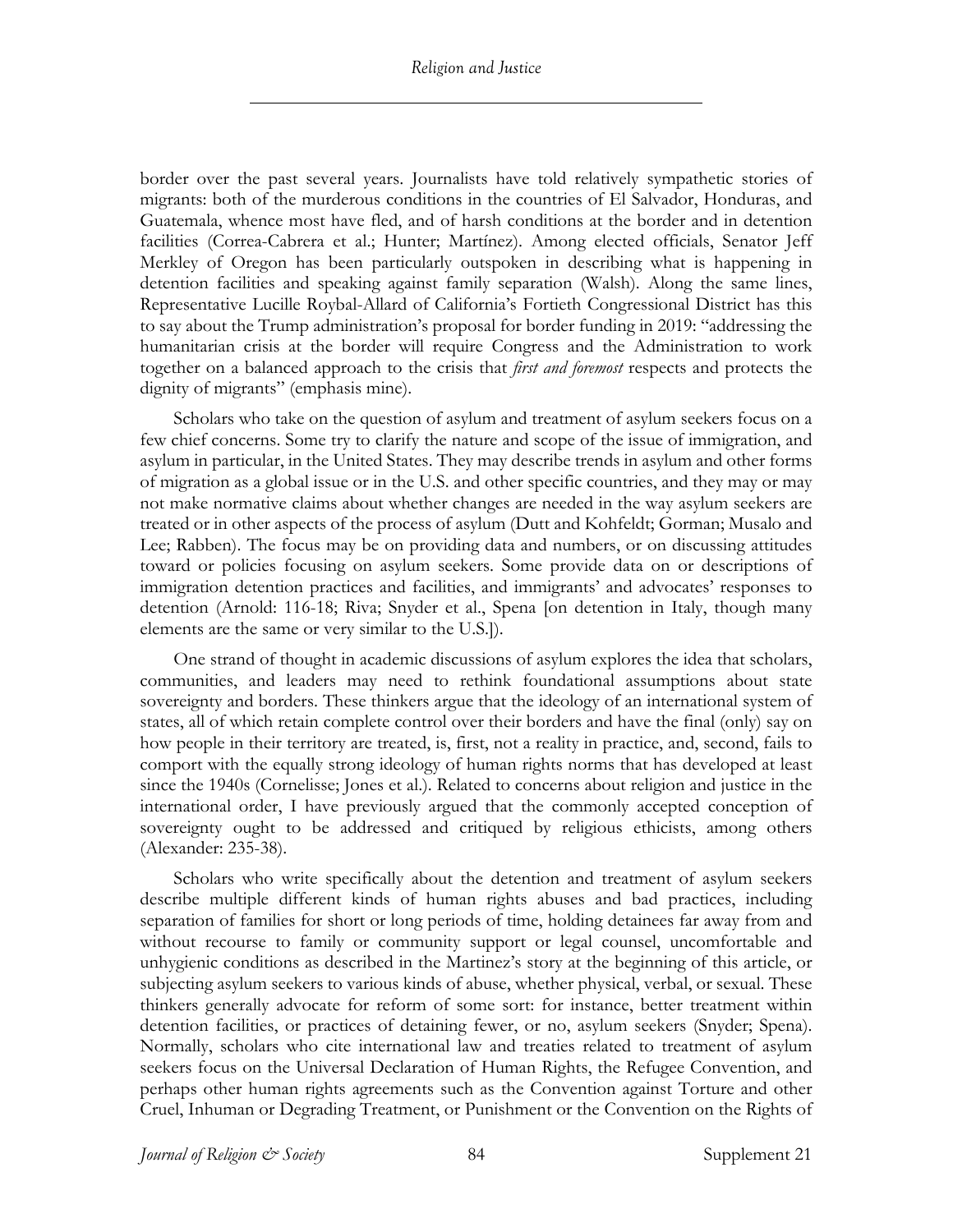border over the past several years. Journalists have told relatively sympathetic stories of migrants: both of the murderous conditions in the countries of El Salvador, Honduras, and Guatemala, whence most have fled, and of harsh conditions at the border and in detention facilities (Correa-Cabrera et al.; Hunter; Martínez). Among elected officials, Senator Jeff Merkley of Oregon has been particularly outspoken in describing what is happening in detention facilities and speaking against family separation (Walsh). Along the same lines, Representative Lucille Roybal-Allard of California's Fortieth Congressional District has this to say about the Trump administration's proposal for border funding in 2019: "addressing the humanitarian crisis at the border will require Congress and the Administration to work together on a balanced approach to the crisis that *first and foremost* respects and protects the dignity of migrants" (emphasis mine).

Scholars who take on the question of asylum and treatment of asylum seekers focus on a few chief concerns. Some try to clarify the nature and scope of the issue of immigration, and asylum in particular, in the United States. They may describe trends in asylum and other forms of migration as a global issue or in the U.S. and other specific countries, and they may or may not make normative claims about whether changes are needed in the way asylum seekers are treated or in other aspects of the process of asylum (Dutt and Kohfeldt; Gorman; Musalo and Lee; Rabben). The focus may be on providing data and numbers, or on discussing attitudes toward or policies focusing on asylum seekers. Some provide data on or descriptions of immigration detention practices and facilities, and immigrants' and advocates' responses to detention (Arnold: 116-18; Riva; Snyder et al., Spena [on detention in Italy, though many elements are the same or very similar to the U.S.]).

One strand of thought in academic discussions of asylum explores the idea that scholars, communities, and leaders may need to rethink foundational assumptions about state sovereignty and borders. These thinkers argue that the ideology of an international system of states, all of which retain complete control over their borders and have the final (only) say on how people in their territory are treated, is, first, not a reality in practice, and, second, fails to comport with the equally strong ideology of human rights norms that has developed at least since the 1940s (Cornelisse; Jones et al.). Related to concerns about religion and justice in the international order, I have previously argued that the commonly accepted conception of sovereignty ought to be addressed and critiqued by religious ethicists, among others (Alexander: 235-38).

Scholars who write specifically about the detention and treatment of asylum seekers describe multiple different kinds of human rights abuses and bad practices, including separation of families for short or long periods of time, holding detainees far away from and without recourse to family or community support or legal counsel, uncomfortable and unhygienic conditions as described in the Martinez's story at the beginning of this article, or subjecting asylum seekers to various kinds of abuse, whether physical, verbal, or sexual. These thinkers generally advocate for reform of some sort: for instance, better treatment within detention facilities, or practices of detaining fewer, or no, asylum seekers (Snyder; Spena). Normally, scholars who cite international law and treaties related to treatment of asylum seekers focus on the Universal Declaration of Human Rights, the Refugee Convention, and perhaps other human rights agreements such as the Convention against Torture and other Cruel, Inhuman or Degrading Treatment, or Punishment or the Convention on the Rights of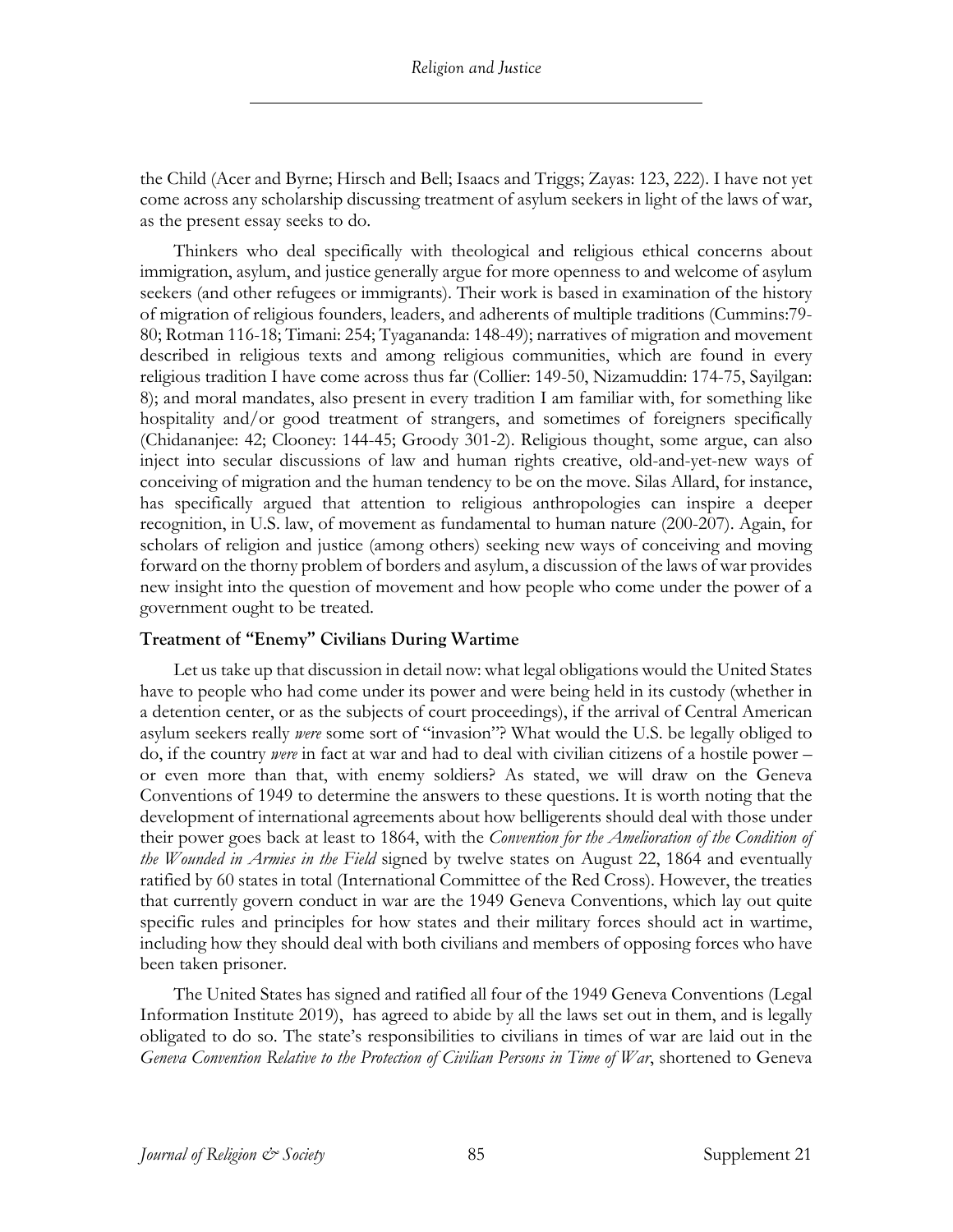the Child (Acer and Byrne; Hirsch and Bell; Isaacs and Triggs; Zayas: 123, 222). I have not yet come across any scholarship discussing treatment of asylum seekers in light of the laws of war, as the present essay seeks to do.

Thinkers who deal specifically with theological and religious ethical concerns about immigration, asylum, and justice generally argue for more openness to and welcome of asylum seekers (and other refugees or immigrants). Their work is based in examination of the history of migration of religious founders, leaders, and adherents of multiple traditions (Cummins:79-80; Rotman 116-18; Timani: 254; Tyagananda: 148-49); narratives of migration and movement described in religious texts and among religious communities, which are found in every religious tradition I have come across thus far (Collier: 149-50, Nizamuddin: 174-75, Sayilgan: 8); and moral mandates, also present in every tradition I am familiar with, for something like hospitality and/or good treatment of strangers, and sometimes of foreigners specifically (Chidananjee: 42; Clooney: 144-45; Groody 301-2). Religious thought, some argue, can also inject into secular discussions of law and human rights creative, old-and-yet-new ways of conceiving of migration and the human tendency to be on the move. Silas Allard, for instance, has specifically argued that attention to religious anthropologies can inspire a deeper recognition, in U.S. law, of movement as fundamental to human nature (200-207). Again, for scholars of religion and justice (among others) seeking new ways of conceiving and moving forward on the thorny problem of borders and asylum, a discussion of the laws of war provides new insight into the question of movement and how people who come under the power of a government ought to be treated.

### Treatment of "Enemy" Civilians During Wartime

Let us take up that discussion in detail now: what legal obligations would the United States have to people who had come under its power and were being held in its custody (whether in a detention center, or as the subjects of court proceedings), if the arrival of Central American asylum seekers really *were* some sort of "invasion"? What would the U.S. be legally obliged to do, if the country *were* in fact at war and had to deal with civilian citizens of a hostile power – or even more than that, with enemy soldiers? As stated, we will draw on the Geneva Conventions of 1949 to determine the answers to these questions. It is worth noting that the development of international agreements about how belligerents should deal with those under their power goes back at least to 1864, with the *Convention for the Amelioration of the Condition of the Wounded in Armies in the Field* signed by twelve states on August 22, 1864 and eventually ratified by 60 states in total (International Committee of the Red Cross). However, the treaties that currently govern conduct in war are the 1949 Geneva Conventions, which lay out quite specific rules and principles for how states and their military forces should act in wartime, including how they should deal with both civilians and members of opposing forces who have been taken prisoner.

The United States has signed and ratified all four of the 1949 Geneva Conventions (Legal Information Institute 2019), has agreed to abide by all the laws set out in them, and is legally obligated to do so. The state's responsibilities to civilians in times of war are laid out in the *Geneva Convention Relative to the Protection of Civilian Persons in Time of War*, shortened to Geneva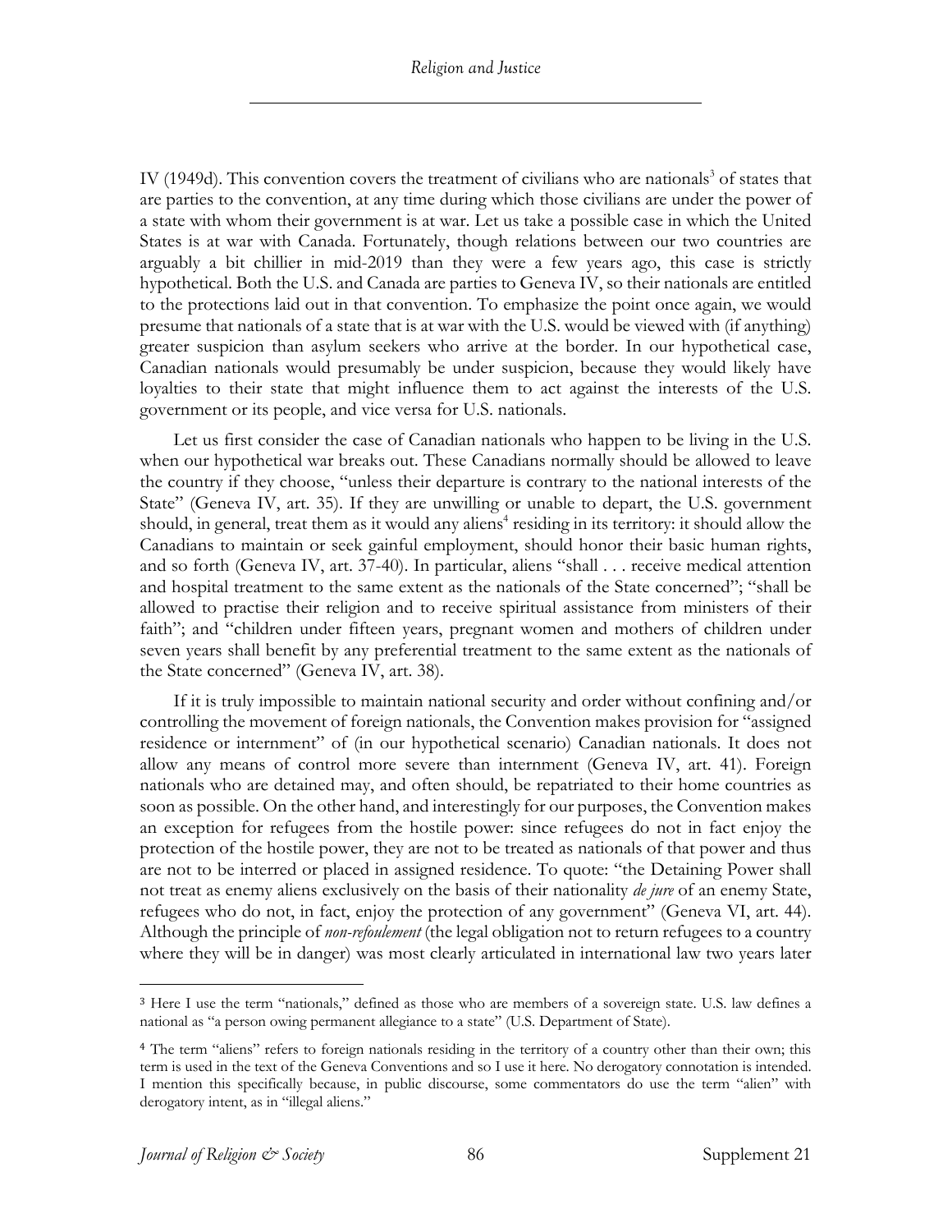IV (1949d). This convention covers the treatment of civilians who are nationals[3] of states that are parties to the convention, at any time during which those civilians are under the power of a state with whom their government is at war. Let us take a possible case in which the United States is at war with Canada. Fortunately, though relations between our two countries are arguably a bit chillier in mid-2019 than they were a few years ago, this case is strictly hypothetical. Both the U.S. and Canada are parties to Geneva IV, so their nationals are entitled to the protections laid out in that convention. To emphasize the point once again, we would presume that nationals of a state that is at war with the U.S. would be viewed with (if anything) greater suspicion than asylum seekers who arrive at the border. In our hypothetical case, Canadian nationals would presumably be under suspicion, because they would likely have loyalties to their state that might influence them to act against the interests of the U.S. government or its people, and vice versa for U.S. nationals.

Let us first consider the case of Canadian nationals who happen to be living in the U.S. when our hypothetical war breaks out. These Canadians normally should be allowed to leave the country if they choose, "unless their departure is contrary to the national interests of the State" (Geneva IV, art. 35). If they are unwilling or unable to depart, the U.S. government should, in general, treat them as it would any aliens[4] residing in its territory: it should allow the Canadians to maintain or seek gainful employment, should honor their basic human rights, and so forth (Geneva IV, art. 37-40). In particular, aliens "shall . . . receive medical attention and hospital treatment to the same extent as the nationals of the State concerned"; "shall be allowed to practise their religion and to receive spiritual assistance from ministers of their faith"; and "children under fifteen years, pregnant women and mothers of children under seven years shall benefit by any preferential treatment to the same extent as the nationals of the State concerned" (Geneva IV, art. 38).

If it is truly impossible to maintain national security and order without confining and/or controlling the movement of foreign nationals, the Convention makes provision for "assigned residence or internment" of (in our hypothetical scenario) Canadian nationals. It does not allow any means of control more severe than internment (Geneva IV, art. 41). Foreign nationals who are detained may, and often should, be repatriated to their home countries as soon as possible. On the other hand, and interestingly for our purposes, the Convention makes an exception for refugees from the hostile power: since refugees do not in fact enjoy the protection of the hostile power, they are not to be treated as nationals of that power and thus are not to be interred or placed in assigned residence. To quote: "the Detaining Power shall not treat as enemy aliens exclusively on the basis of their nationality *de jure* of an enemy State, refugees who do not, in fact, enjoy the protection of any government" (Geneva VI, art. 44). Although the principle of *non-refoulement* (the legal obligation not to return refugees to a country where they will be in danger) was most clearly articulated in international law two years later

---

[3] Here I use the term "nationals," defined as those who are members of a sovereign state. U.S. law defines a national as "a person owing permanent allegiance to a state" (U.S. Department of State).

[4] The term "aliens" refers to foreign nationals residing in the territory of a country other than their own; this term is used in the text of the Geneva Conventions and so I use it here. No derogatory connotation is intended. I mention this specifically because, in public discourse, some commentators do use the term "alien" with derogatory intent, as in "illegal aliens."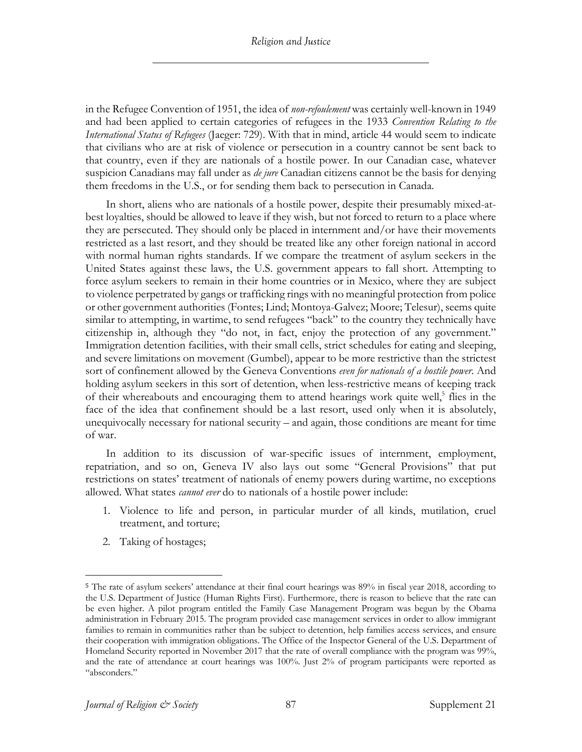in the Refugee Convention of 1951, the idea of *non-refoulement* was certainly well-known in 1949 and had been applied to certain categories of refugees in the 1933 *Convention Relating to the International Status of Refugees* (Jaeger: 729). With that in mind, article 44 would seem to indicate that civilians who are at risk of violence or persecution in a country cannot be sent back to that country, even if they are nationals of a hostile power. In our Canadian case, whatever suspicion Canadians may fall under as *de jure* Canadian citizens cannot be the basis for denying them freedoms in the U.S., or for sending them back to persecution in Canada.

In short, aliens who are nationals of a hostile power, despite their presumably mixed-at-best loyalties, should be allowed to leave if they wish, but not forced to return to a place where they are persecuted. They should only be placed in internment and/or have their movements restricted as a last resort, and they should be treated like any other foreign national in accord with normal human rights standards. If we compare the treatment of asylum seekers in the United States against these laws, the U.S. government appears to fall short. Attempting to force asylum seekers to remain in their home countries or in Mexico, where they are subject to violence perpetrated by gangs or trafficking rings with no meaningful protection from police or other government authorities (Fontes; Lind; Montoya-Galvez; Moore; Telesur), seems quite similar to attempting, in wartime, to send refugees "back" to the country they technically have citizenship in, although they "do not, in fact, enjoy the protection of any government." Immigration detention facilities, with their small cells, strict schedules for eating and sleeping, and severe limitations on movement (Gumbel), appear to be more restrictive than the strictest sort of confinement allowed by the Geneva Conventions *even for nationals of a hostile power*. And holding asylum seekers in this sort of detention, when less-restrictive means of keeping track of their whereabouts and encouraging them to attend hearings work quite well,[5] flies in the face of the idea that confinement should be a last resort, used only when it is absolutely, unequivocally necessary for national security – and again, those conditions are meant for time of war.

In addition to its discussion of war-specific issues of internment, employment, repatriation, and so on, Geneva IV also lays out some "General Provisions" that put restrictions on states' treatment of nationals of enemy powers during wartime, no exceptions allowed. What states *cannot ever* do to nationals of a hostile power include:

1. Violence to life and person, in particular murder of all kinds, mutilation, cruel treatment, and torture;
2. Taking of hostages;

[5] The rate of asylum seekers' attendance at their final court hearings was 89% in fiscal year 2018, according to the U.S. Department of Justice (Human Rights First). Furthermore, there is reason to believe that the rate can be even higher. A pilot program entitled the Family Case Management Program was begun by the Obama administration in February 2015. The program provided case management services in order to allow immigrant families to remain in communities rather than be subject to detention, help families access services, and ensure their cooperation with immigration obligations. The Office of the Inspector General of the U.S. Department of Homeland Security reported in November 2017 that the rate of overall compliance with the program was 99%, and the rate of attendance at court hearings was 100%. Just 2% of program participants were reported as "absconders."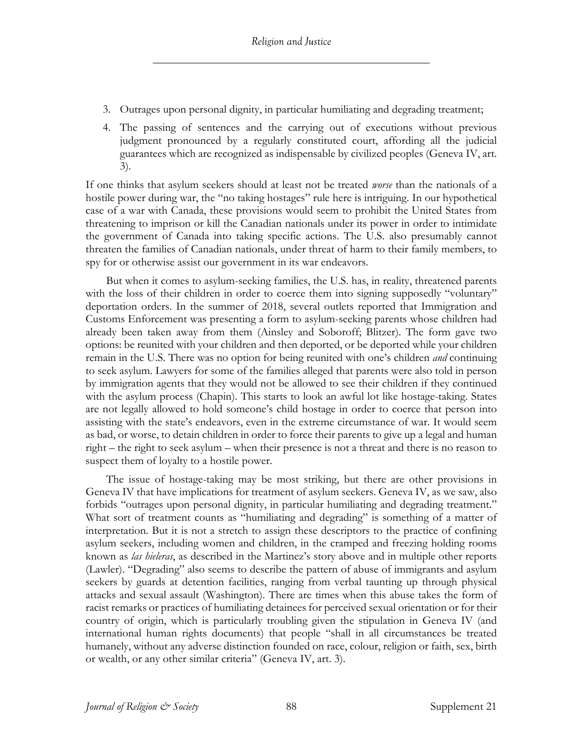3. Outrages upon personal dignity, in particular humiliating and degrading treatment;
4. The passing of sentences and the carrying out of executions without previous judgment pronounced by a regularly constituted court, affording all the judicial guarantees which are recognized as indispensable by civilized peoples (Geneva IV, art. 3).

If one thinks that asylum seekers should at least not be treated *worse* than the nationals of a hostile power during war, the "no taking hostages" rule here is intriguing. In our hypothetical case of a war with Canada, these provisions would seem to prohibit the United States from threatening to imprison or kill the Canadian nationals under its power in order to intimidate the government of Canada into taking specific actions. The U.S. also presumably cannot threaten the families of Canadian nationals, under threat of harm to their family members, to spy for or otherwise assist our government in its war endeavors.

But when it comes to asylum-seeking families, the U.S. has, in reality, threatened parents with the loss of their children in order to coerce them into signing supposedly "voluntary" deportation orders. In the summer of 2018, several outlets reported that Immigration and Customs Enforcement was presenting a form to asylum-seeking parents whose children had already been taken away from them (Ainsley and Soboroff; Blitzer). The form gave two options: be reunited with your children and then deported, or be deported while your children remain in the U.S. There was no option for being reunited with one's children *and* continuing to seek asylum. Lawyers for some of the families alleged that parents were also told in person by immigration agents that they would not be allowed to see their children if they continued with the asylum process (Chapin). This starts to look an awful lot like hostage-taking. States are not legally allowed to hold someone's child hostage in order to coerce that person into assisting with the state's endeavors, even in the extreme circumstance of war. It would seem as bad, or worse, to detain children in order to force their parents to give up a legal and human right – the right to seek asylum – when their presence is not a threat and there is no reason to suspect them of loyalty to a hostile power.

The issue of hostage-taking may be most striking, but there are other provisions in Geneva IV that have implications for treatment of asylum seekers. Geneva IV, as we saw, also forbids "outrages upon personal dignity, in particular humiliating and degrading treatment." What sort of treatment counts as "humiliating and degrading" is something of a matter of interpretation. But it is not a stretch to assign these descriptors to the practice of confining asylum seekers, including women and children, in the cramped and freezing holding rooms known as *las hieleras*, as described in the Martinez's story above and in multiple other reports (Lawler). "Degrading" also seems to describe the pattern of abuse of immigrants and asylum seekers by guards at detention facilities, ranging from verbal taunting up through physical attacks and sexual assault (Washington). There are times when this abuse takes the form of racist remarks or practices of humiliating detainees for perceived sexual orientation or for their country of origin, which is particularly troubling given the stipulation in Geneva IV (and international human rights documents) that people "shall in all circumstances be treated humanely, without any adverse distinction founded on race, colour, religion or faith, sex, birth or wealth, or any other similar criteria" (Geneva IV, art. 3).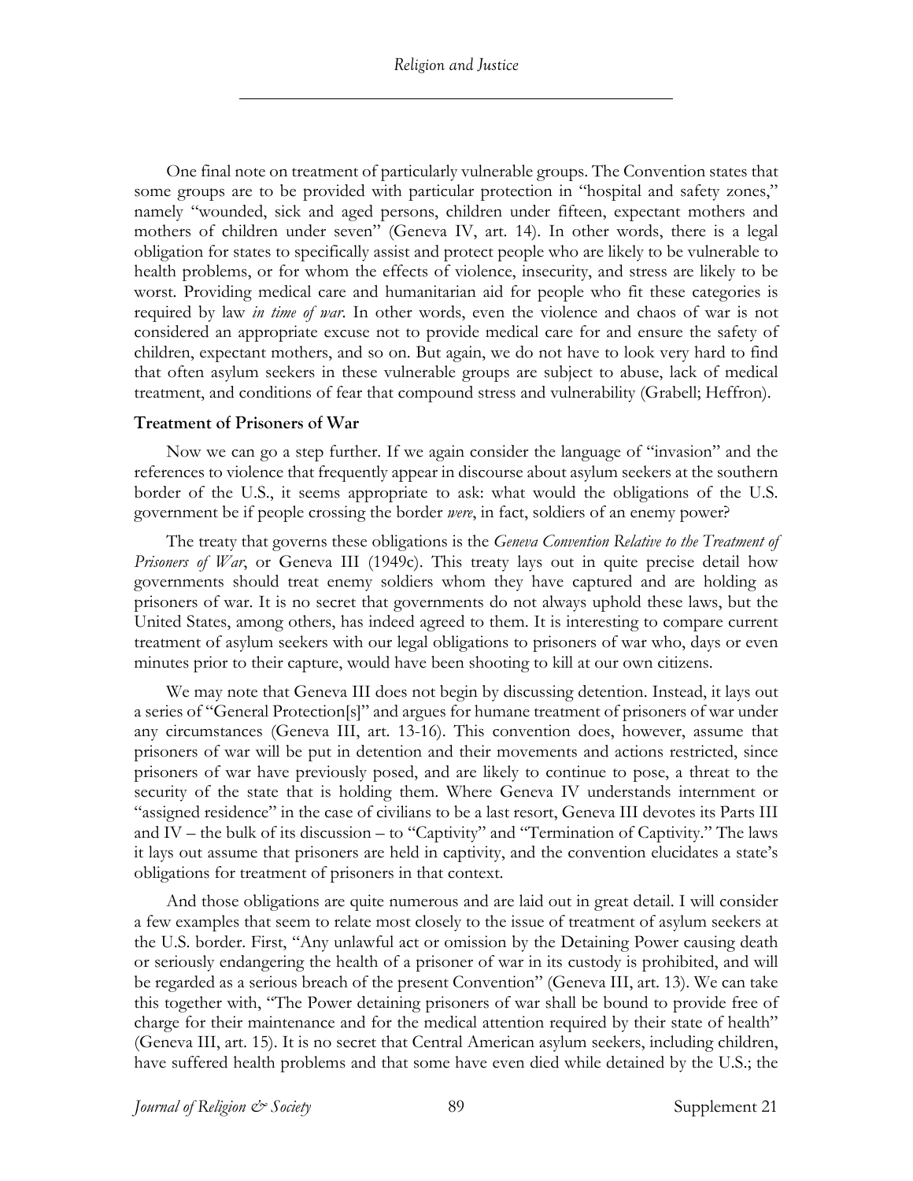One final note on treatment of particularly vulnerable groups. The Convention states that some groups are to be provided with particular protection in "hospital and safety zones," namely "wounded, sick and aged persons, children under fifteen, expectant mothers and mothers of children under seven" (Geneva IV, art. 14). In other words, there is a legal obligation for states to specifically assist and protect people who are likely to be vulnerable to health problems, or for whom the effects of violence, insecurity, and stress are likely to be worst. Providing medical care and humanitarian aid for people who fit these categories is required by law *in time of war*. In other words, even the violence and chaos of war is not considered an appropriate excuse not to provide medical care for and ensure the safety of children, expectant mothers, and so on. But again, we do not have to look very hard to find that often asylum seekers in these vulnerable groups are subject to abuse, lack of medical treatment, and conditions of fear that compound stress and vulnerability (Grabell; Heffron).

### Treatment of Prisoners of War

Now we can go a step further. If we again consider the language of "invasion" and the references to violence that frequently appear in discourse about asylum seekers at the southern border of the U.S., it seems appropriate to ask: what would the obligations of the U.S. government be if people crossing the border *were*, in fact, soldiers of an enemy power?

The treaty that governs these obligations is the *Geneva Convention Relative to the Treatment of Prisoners of War*, or Geneva III (1949c). This treaty lays out in quite precise detail how governments should treat enemy soldiers whom they have captured and are holding as prisoners of war. It is no secret that governments do not always uphold these laws, but the United States, among others, has indeed agreed to them. It is interesting to compare current treatment of asylum seekers with our legal obligations to prisoners of war who, days or even minutes prior to their capture, would have been shooting to kill at our own citizens.

We may note that Geneva III does not begin by discussing detention. Instead, it lays out a series of "General Protection[s]" and argues for humane treatment of prisoners of war under any circumstances (Geneva III, art. 13-16). This convention does, however, assume that prisoners of war will be put in detention and their movements and actions restricted, since prisoners of war have previously posed, and are likely to continue to pose, a threat to the security of the state that is holding them. Where Geneva IV understands internment or "assigned residence" in the case of civilians to be a last resort, Geneva III devotes its Parts III and IV – the bulk of its discussion – to "Captivity" and "Termination of Captivity." The laws it lays out assume that prisoners are held in captivity, and the convention elucidates a state's obligations for treatment of prisoners in that context.

And those obligations are quite numerous and are laid out in great detail. I will consider a few examples that seem to relate most closely to the issue of treatment of asylum seekers at the U.S. border. First, "Any unlawful act or omission by the Detaining Power causing death or seriously endangering the health of a prisoner of war in its custody is prohibited, and will be regarded as a serious breach of the present Convention" (Geneva III, art. 13). We can take this together with, "The Power detaining prisoners of war shall be bound to provide free of charge for their maintenance and for the medical attention required by their state of health" (Geneva III, art. 15). It is no secret that Central American asylum seekers, including children, have suffered health problems and that some have even died while detained by the U.S.; the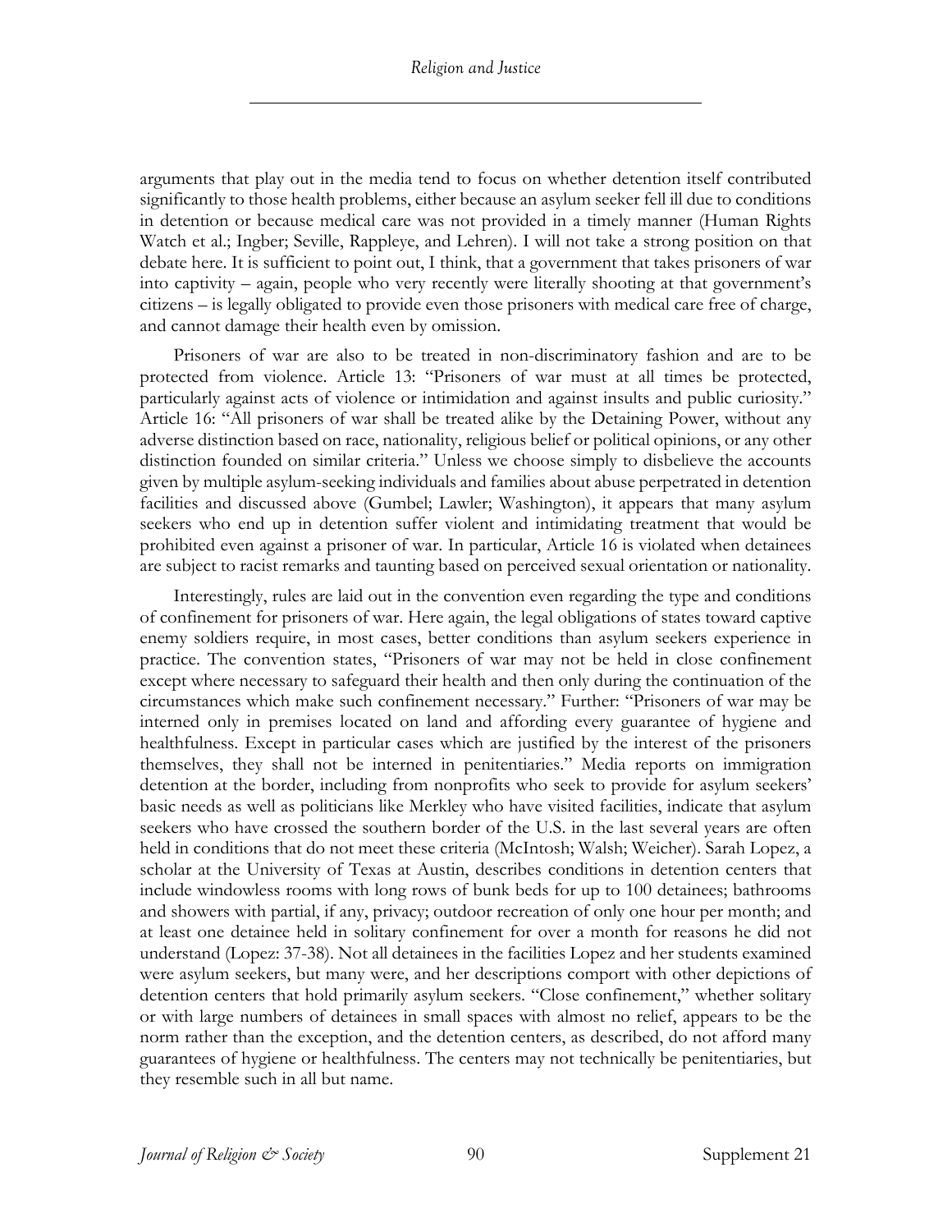arguments that play out in the media tend to focus on whether detention itself contributed significantly to those health problems, either because an asylum seeker fell ill due to conditions in detention or because medical care was not provided in a timely manner (Human Rights Watch et al.; Ingber; Seville, Rappleye, and Lehren). I will not take a strong position on that debate here. It is sufficient to point out, I think, that a government that takes prisoners of war into captivity – again, people who very recently were literally shooting at that government's citizens – is legally obligated to provide even those prisoners with medical care free of charge, and cannot damage their health even by omission.

Prisoners of war are also to be treated in non-discriminatory fashion and are to be protected from violence. Article 13: "Prisoners of war must at all times be protected, particularly against acts of violence or intimidation and against insults and public curiosity." Article 16: "All prisoners of war shall be treated alike by the Detaining Power, without any adverse distinction based on race, nationality, religious belief or political opinions, or any other distinction founded on similar criteria." Unless we choose simply to disbelieve the accounts given by multiple asylum-seeking individuals and families about abuse perpetrated in detention facilities and discussed above (Gumbel; Lawler; Washington), it appears that many asylum seekers who end up in detention suffer violent and intimidating treatment that would be prohibited even against a prisoner of war. In particular, Article 16 is violated when detainees are subject to racist remarks and taunting based on perceived sexual orientation or nationality.

Interestingly, rules are laid out in the convention even regarding the type and conditions of confinement for prisoners of war. Here again, the legal obligations of states toward captive enemy soldiers require, in most cases, better conditions than asylum seekers experience in practice. The convention states, "Prisoners of war may not be held in close confinement except where necessary to safeguard their health and then only during the continuation of the circumstances which make such confinement necessary." Further: "Prisoners of war may be interned only in premises located on land and affording every guarantee of hygiene and healthfulness. Except in particular cases which are justified by the interest of the prisoners themselves, they shall not be interned in penitentiaries." Media reports on immigration detention at the border, including from nonprofits who seek to provide for asylum seekers' basic needs as well as politicians like Merkley who have visited facilities, indicate that asylum seekers who have crossed the southern border of the U.S. in the last several years are often held in conditions that do not meet these criteria (McIntosh; Walsh; Weicher). Sarah Lopez, a scholar at the University of Texas at Austin, describes conditions in detention centers that include windowless rooms with long rows of bunk beds for up to 100 detainees; bathrooms and showers with partial, if any, privacy; outdoor recreation of only one hour per month; and at least one detainee held in solitary confinement for over a month for reasons he did not understand (Lopez: 37-38). Not all detainees in the facilities Lopez and her students examined were asylum seekers, but many were, and her descriptions comport with other depictions of detention centers that hold primarily asylum seekers. "Close confinement," whether solitary or with large numbers of detainees in small spaces with almost no relief, appears to be the norm rather than the exception, and the detention centers, as described, do not afford many guarantees of hygiene or healthfulness. The centers may not technically be penitentiaries, but they resemble such in all but name.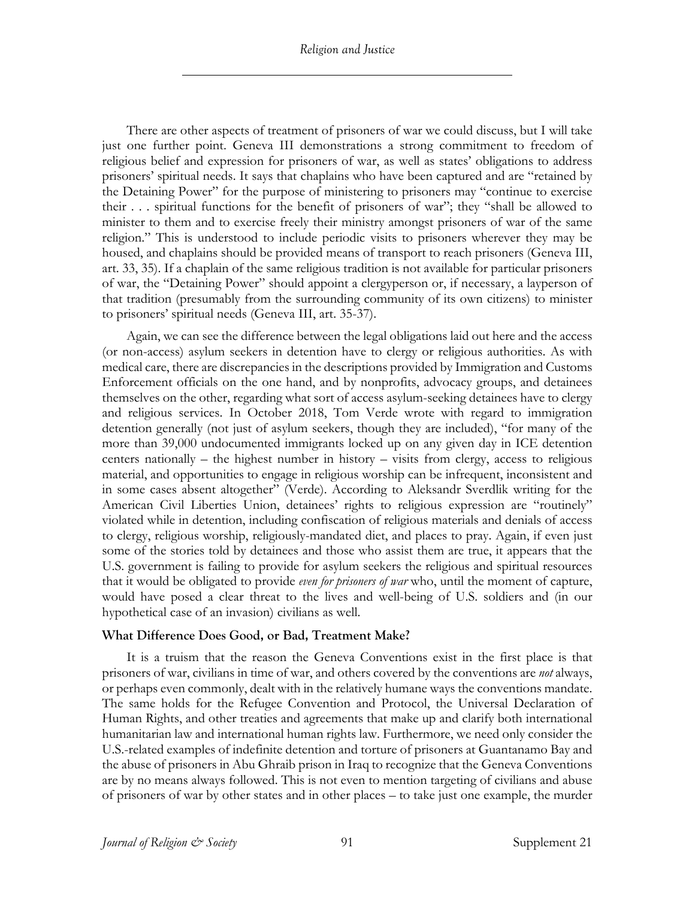There are other aspects of treatment of prisoners of war we could discuss, but I will take just one further point. Geneva III demonstrations a strong commitment to freedom of religious belief and expression for prisoners of war, as well as states' obligations to address prisoners' spiritual needs. It says that chaplains who have been captured and are "retained by the Detaining Power" for the purpose of ministering to prisoners may "continue to exercise their . . . spiritual functions for the benefit of prisoners of war"; they "shall be allowed to minister to them and to exercise freely their ministry amongst prisoners of war of the same religion." This is understood to include periodic visits to prisoners wherever they may be housed, and chaplains should be provided means of transport to reach prisoners (Geneva III, art. 33, 35). If a chaplain of the same religious tradition is not available for particular prisoners of war, the "Detaining Power" should appoint a clergyperson or, if necessary, a layperson of that tradition (presumably from the surrounding community of its own citizens) to minister to prisoners' spiritual needs (Geneva III, art. 35-37).

Again, we can see the difference between the legal obligations laid out here and the access (or non-access) asylum seekers in detention have to clergy or religious authorities. As with medical care, there are discrepancies in the descriptions provided by Immigration and Customs Enforcement officials on the one hand, and by nonprofits, advocacy groups, and detainees themselves on the other, regarding what sort of access asylum-seeking detainees have to clergy and religious services. In October 2018, Tom Verde wrote with regard to immigration detention generally (not just of asylum seekers, though they are included), "for many of the more than 39,000 undocumented immigrants locked up on any given day in ICE detention centers nationally – the highest number in history – visits from clergy, access to religious material, and opportunities to engage in religious worship can be infrequent, inconsistent and in some cases absent altogether" (Verde). According to Aleksandr Sverdlik writing for the American Civil Liberties Union, detainees' rights to religious expression are "routinely" violated while in detention, including confiscation of religious materials and denials of access to clergy, religious worship, religiously-mandated diet, and places to pray. Again, if even just some of the stories told by detainees and those who assist them are true, it appears that the U.S. government is failing to provide for asylum seekers the religious and spiritual resources that it would be obligated to provide *even for prisoners of war* who, until the moment of capture, would have posed a clear threat to the lives and well-being of U.S. soldiers and (in our hypothetical case of an invasion) civilians as well.

### What Difference Does Good, or Bad, Treatment Make?

It is a truism that the reason the Geneva Conventions exist in the first place is that prisoners of war, civilians in time of war, and others covered by the conventions are *not* always, or perhaps even commonly, dealt with in the relatively humane ways the conventions mandate. The same holds for the Refugee Convention and Protocol, the Universal Declaration of Human Rights, and other treaties and agreements that make up and clarify both international humanitarian law and international human rights law. Furthermore, we need only consider the U.S.-related examples of indefinite detention and torture of prisoners at Guantanamo Bay and the abuse of prisoners in Abu Ghraib prison in Iraq to recognize that the Geneva Conventions are by no means always followed. This is not even to mention targeting of civilians and abuse of prisoners of war by other states and in other places – to take just one example, the murder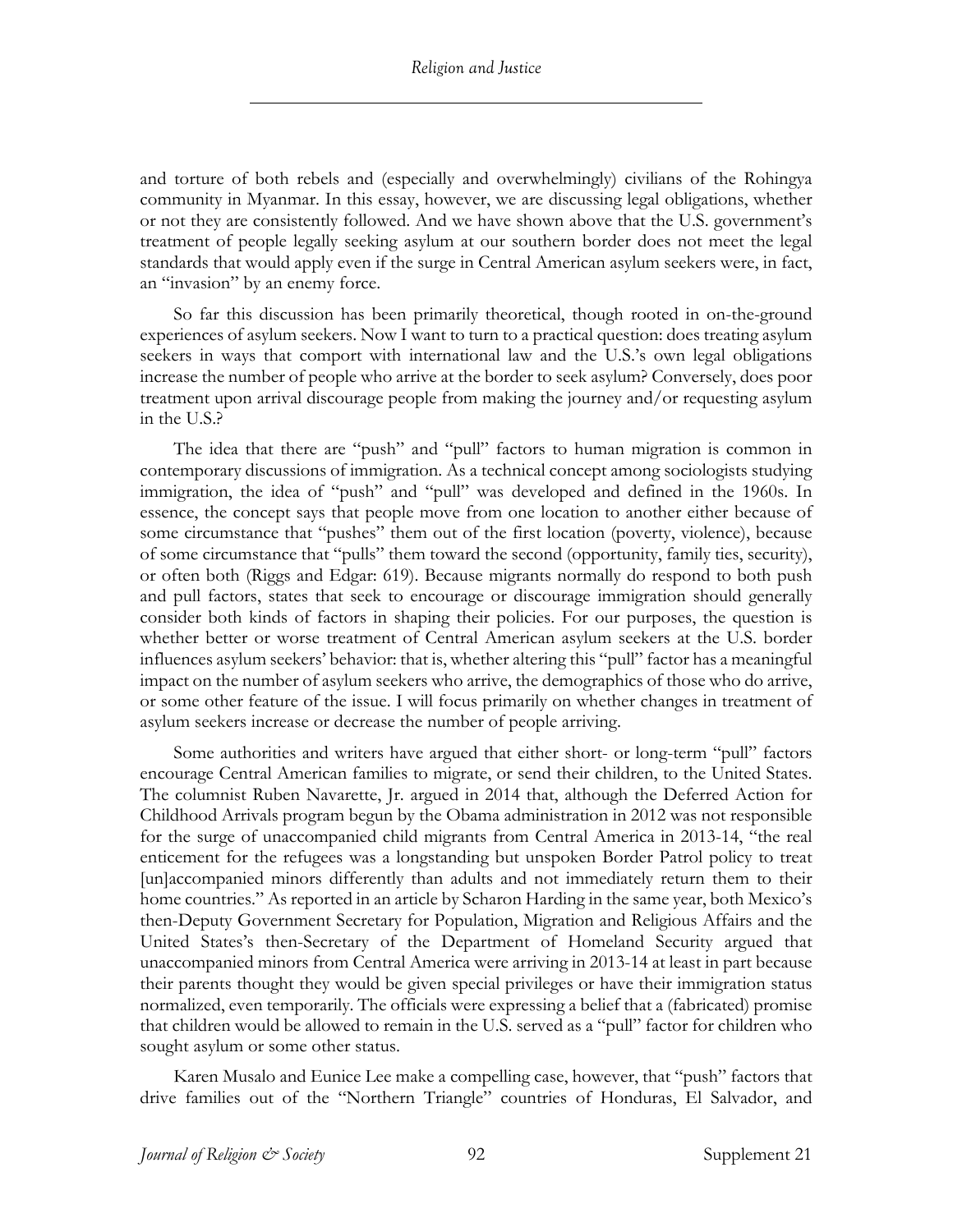and torture of both rebels and (especially and overwhelmingly) civilians of the Rohingya community in Myanmar. In this essay, however, we are discussing legal obligations, whether or not they are consistently followed. And we have shown above that the U.S. government's treatment of people legally seeking asylum at our southern border does not meet the legal standards that would apply even if the surge in Central American asylum seekers were, in fact, an "invasion" by an enemy force.

So far this discussion has been primarily theoretical, though rooted in on-the-ground experiences of asylum seekers. Now I want to turn to a practical question: does treating asylum seekers in ways that comport with international law and the U.S.'s own legal obligations increase the number of people who arrive at the border to seek asylum? Conversely, does poor treatment upon arrival discourage people from making the journey and/or requesting asylum in the U.S.?

The idea that there are "push" and "pull" factors to human migration is common in contemporary discussions of immigration. As a technical concept among sociologists studying immigration, the idea of "push" and "pull" was developed and defined in the 1960s. In essence, the concept says that people move from one location to another either because of some circumstance that "pushes" them out of the first location (poverty, violence), because of some circumstance that "pulls" them toward the second (opportunity, family ties, security), or often both (Riggs and Edgar: 619). Because migrants normally do respond to both push and pull factors, states that seek to encourage or discourage immigration should generally consider both kinds of factors in shaping their policies. For our purposes, the question is whether better or worse treatment of Central American asylum seekers at the U.S. border influences asylum seekers' behavior: that is, whether altering this "pull" factor has a meaningful impact on the number of asylum seekers who arrive, the demographics of those who do arrive, or some other feature of the issue. I will focus primarily on whether changes in treatment of asylum seekers increase or decrease the number of people arriving.

Some authorities and writers have argued that either short- or long-term "pull" factors encourage Central American families to migrate, or send their children, to the United States. The columnist Ruben Navarette, Jr. argued in 2014 that, although the Deferred Action for Childhood Arrivals program begun by the Obama administration in 2012 was not responsible for the surge of unaccompanied child migrants from Central America in 2013-14, "the real enticement for the refugees was a longstanding but unspoken Border Patrol policy to treat [un]accompanied minors differently than adults and not immediately return them to their home countries." As reported in an article by Scharon Harding in the same year, both Mexico's then-Deputy Government Secretary for Population, Migration and Religious Affairs and the United States's then-Secretary of the Department of Homeland Security argued that unaccompanied minors from Central America were arriving in 2013-14 at least in part because their parents thought they would be given special privileges or have their immigration status normalized, even temporarily. The officials were expressing a belief that a (fabricated) promise that children would be allowed to remain in the U.S. served as a "pull" factor for children who sought asylum or some other status.

Karen Musalo and Eunice Lee make a compelling case, however, that "push" factors that drive families out of the "Northern Triangle" countries of Honduras, El Salvador, and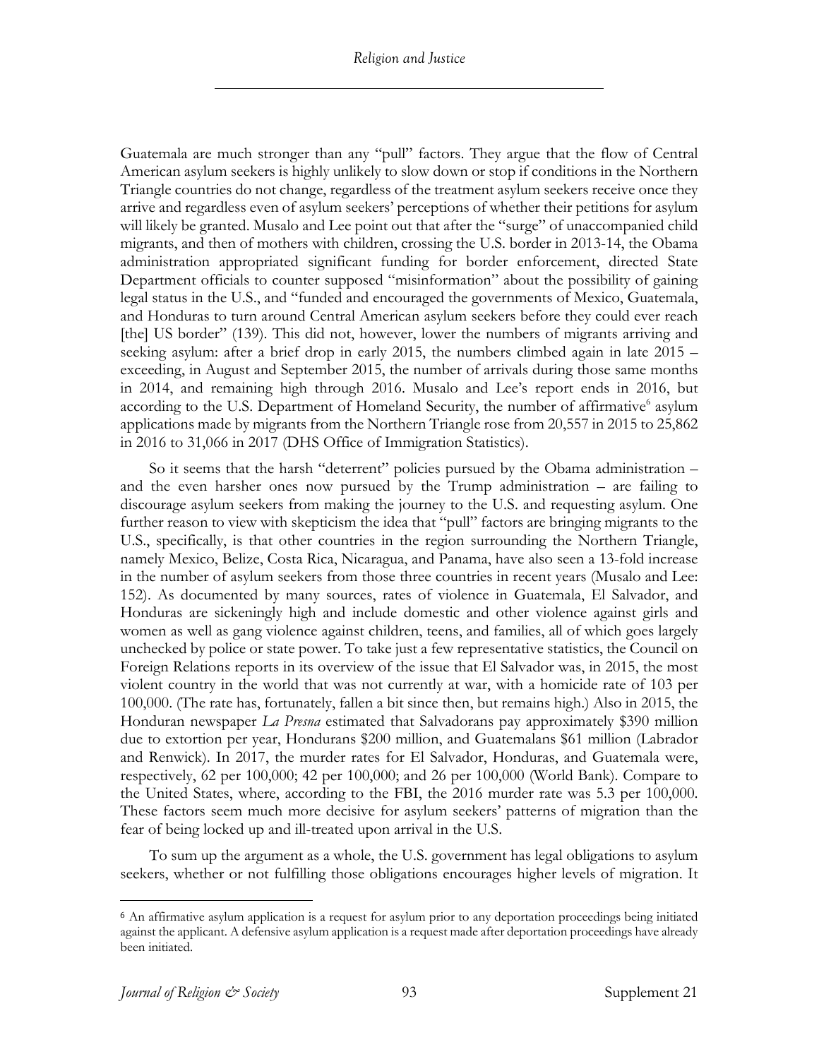Guatemala are much stronger than any "pull" factors. They argue that the flow of Central American asylum seekers is highly unlikely to slow down or stop if conditions in the Northern Triangle countries do not change, regardless of the treatment asylum seekers receive once they arrive and regardless even of asylum seekers' perceptions of whether their petitions for asylum will likely be granted. Musalo and Lee point out that after the "surge" of unaccompanied child migrants, and then of mothers with children, crossing the U.S. border in 2013-14, the Obama administration appropriated significant funding for border enforcement, directed State Department officials to counter supposed "misinformation" about the possibility of gaining legal status in the U.S., and "funded and encouraged the governments of Mexico, Guatemala, and Honduras to turn around Central American asylum seekers before they could ever reach [the] US border" (139). This did not, however, lower the numbers of migrants arriving and seeking asylum: after a brief drop in early 2015, the numbers climbed again in late 2015 – exceeding, in August and September 2015, the number of arrivals during those same months in 2014, and remaining high through 2016. Musalo and Lee's report ends in 2016, but according to the U.S. Department of Homeland Security, the number of affirmative[6] asylum applications made by migrants from the Northern Triangle rose from 20,557 in 2015 to 25,862 in 2016 to 31,066 in 2017 (DHS Office of Immigration Statistics).

So it seems that the harsh "deterrent" policies pursued by the Obama administration – and the even harsher ones now pursued by the Trump administration – are failing to discourage asylum seekers from making the journey to the U.S. and requesting asylum. One further reason to view with skepticism the idea that "pull" factors are bringing migrants to the U.S., specifically, is that other countries in the region surrounding the Northern Triangle, namely Mexico, Belize, Costa Rica, Nicaragua, and Panama, have also seen a 13-fold increase in the number of asylum seekers from those three countries in recent years (Musalo and Lee: 152). As documented by many sources, rates of violence in Guatemala, El Salvador, and Honduras are sickeningly high and include domestic and other violence against girls and women as well as gang violence against children, teens, and families, all of which goes largely unchecked by police or state power. To take just a few representative statistics, the Council on Foreign Relations reports in its overview of the issue that El Salvador was, in 2015, the most violent country in the world that was not currently at war, with a homicide rate of 103 per 100,000. (The rate has, fortunately, fallen a bit since then, but remains high.) Also in 2015, the Honduran newspaper *La Presna* estimated that Salvadorans pay approximately $390 million due to extortion per year, Hondurans $200 million, and Guatemalans $61 million (Labrador and Renwick). In 2017, the murder rates for El Salvador, Honduras, and Guatemala were, respectively, 62 per 100,000; 42 per 100,000; and 26 per 100,000 (World Bank). Compare to the United States, where, according to the FBI, the 2016 murder rate was 5.3 per 100,000. These factors seem much more decisive for asylum seekers' patterns of migration than the fear of being locked up and ill-treated upon arrival in the U.S.

To sum up the argument as a whole, the U.S. government has legal obligations to asylum seekers, whether or not fulfilling those obligations encourages higher levels of migration. It

---

[6] An affirmative asylum application is a request for asylum prior to any deportation proceedings being initiated against the applicant. A defensive asylum application is a request made after deportation proceedings have already been initiated.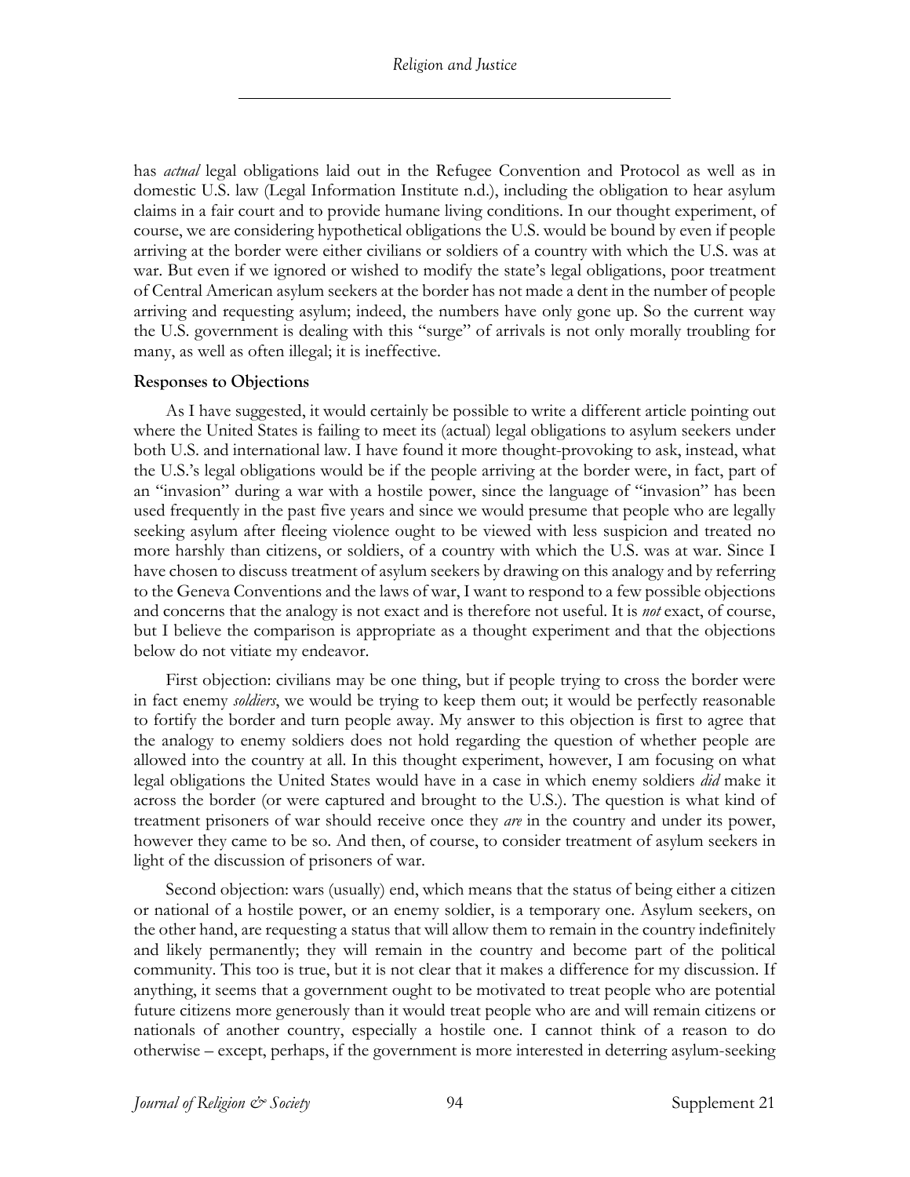has *actual* legal obligations laid out in the Refugee Convention and Protocol as well as in domestic U.S. law (Legal Information Institute n.d.), including the obligation to hear asylum claims in a fair court and to provide humane living conditions. In our thought experiment, of course, we are considering hypothetical obligations the U.S. would be bound by even if people arriving at the border were either civilians or soldiers of a country with which the U.S. was at war. But even if we ignored or wished to modify the state's legal obligations, poor treatment of Central American asylum seekers at the border has not made a dent in the number of people arriving and requesting asylum; indeed, the numbers have only gone up. So the current way the U.S. government is dealing with this "surge" of arrivals is not only morally troubling for many, as well as often illegal; it is ineffective.

**Responses to Objections**

As I have suggested, it would certainly be possible to write a different article pointing out where the United States is failing to meet its (actual) legal obligations to asylum seekers under both U.S. and international law. I have found it more thought-provoking to ask, instead, what the U.S.'s legal obligations would be if the people arriving at the border were, in fact, part of an "invasion" during a war with a hostile power, since the language of "invasion" has been used frequently in the past five years and since we would presume that people who are legally seeking asylum after fleeing violence ought to be viewed with less suspicion and treated no more harshly than citizens, or soldiers, of a country with which the U.S. was at war. Since I have chosen to discuss treatment of asylum seekers by drawing on this analogy and by referring to the Geneva Conventions and the laws of war, I want to respond to a few possible objections and concerns that the analogy is not exact and is therefore not useful. It is *not* exact, of course, but I believe the comparison is appropriate as a thought experiment and that the objections below do not vitiate my endeavor.

First objection: civilians may be one thing, but if people trying to cross the border were in fact enemy *soldiers*, we would be trying to keep them out; it would be perfectly reasonable to fortify the border and turn people away. My answer to this objection is first to agree that the analogy to enemy soldiers does not hold regarding the question of whether people are allowed into the country at all. In this thought experiment, however, I am focusing on what legal obligations the United States would have in a case in which enemy soldiers *did* make it across the border (or were captured and brought to the U.S.). The question is what kind of treatment prisoners of war should receive once they *are* in the country and under its power, however they came to be so. And then, of course, to consider treatment of asylum seekers in light of the discussion of prisoners of war.

Second objection: wars (usually) end, which means that the status of being either a citizen or national of a hostile power, or an enemy soldier, is a temporary one. Asylum seekers, on the other hand, are requesting a status that will allow them to remain in the country indefinitely and likely permanently; they will remain in the country and become part of the political community. This too is true, but it is not clear that it makes a difference for my discussion. If anything, it seems that a government ought to be motivated to treat people who are potential future citizens more generously than it would treat people who are and will remain citizens or nationals of another country, especially a hostile one. I cannot think of a reason to do otherwise – except, perhaps, if the government is more interested in deterring asylum-seeking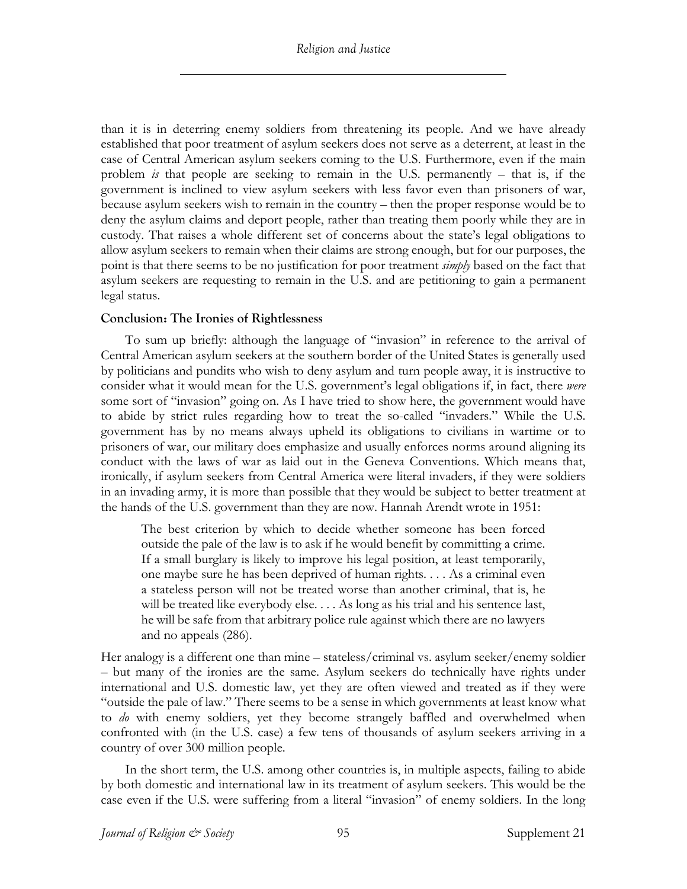than it is in deterring enemy soldiers from threatening its people. And we have already established that poor treatment of asylum seekers does not serve as a deterrent, at least in the case of Central American asylum seekers coming to the U.S. Furthermore, even if the main problem *is* that people are seeking to remain in the U.S. permanently – that is, if the government is inclined to view asylum seekers with less favor even than prisoners of war, because asylum seekers wish to remain in the country – then the proper response would be to deny the asylum claims and deport people, rather than treating them poorly while they are in custody. That raises a whole different set of concerns about the state's legal obligations to allow asylum seekers to remain when their claims are strong enough, but for our purposes, the point is that there seems to be no justification for poor treatment *simply* based on the fact that asylum seekers are requesting to remain in the U.S. and are petitioning to gain a permanent legal status.

### Conclusion: The Ironies of Rightlessness

To sum up briefly: although the language of "invasion" in reference to the arrival of Central American asylum seekers at the southern border of the United States is generally used by politicians and pundits who wish to deny asylum and turn people away, it is instructive to consider what it would mean for the U.S. government's legal obligations if, in fact, there *were* some sort of "invasion" going on. As I have tried to show here, the government would have to abide by strict rules regarding how to treat the so-called "invaders." While the U.S. government has by no means always upheld its obligations to civilians in wartime or to prisoners of war, our military does emphasize and usually enforces norms around aligning its conduct with the laws of war as laid out in the Geneva Conventions. Which means that, ironically, if asylum seekers from Central America were literal invaders, if they were soldiers in an invading army, it is more than possible that they would be subject to better treatment at the hands of the U.S. government than they are now. Hannah Arendt wrote in 1951:

> The best criterion by which to decide whether someone has been forced outside the pale of the law is to ask if he would benefit by committing a crime. If a small burglary is likely to improve his legal position, at least temporarily, one maybe sure he has been deprived of human rights. . . . As a criminal even a stateless person will not be treated worse than another criminal, that is, he will be treated like everybody else. . . . As long as his trial and his sentence last, he will be safe from that arbitrary police rule against which there are no lawyers and no appeals (286).

Her analogy is a different one than mine – stateless/criminal vs. asylum seeker/enemy soldier – but many of the ironies are the same. Asylum seekers do technically have rights under international and U.S. domestic law, yet they are often viewed and treated as if they were "outside the pale of law." There seems to be a sense in which governments at least know what to *do* with enemy soldiers, yet they become strangely baffled and overwhelmed when confronted with (in the U.S. case) a few tens of thousands of asylum seekers arriving in a country of over 300 million people.

In the short term, the U.S. among other countries is, in multiple aspects, failing to abide by both domestic and international law in its treatment of asylum seekers. This would be the case even if the U.S. were suffering from a literal "invasion" of enemy soldiers. In the long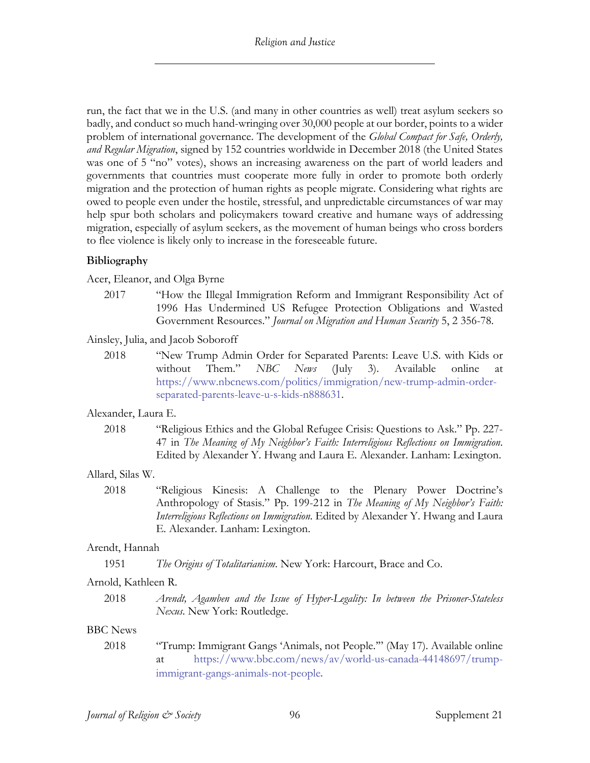run, the fact that we in the U.S. (and many in other countries as well) treat asylum seekers so badly, and conduct so much hand-wringing over 30,000 people at our border, points to a wider problem of international governance. The development of the *Global Compact for Safe, Orderly, and Regular Migration*, signed by 152 countries worldwide in December 2018 (the United States was one of 5 "no" votes), shows an increasing awareness on the part of world leaders and governments that countries must cooperate more fully in order to promote both orderly migration and the protection of human rights as people migrate. Considering what rights are owed to people even under the hostile, stressful, and unpredictable circumstances of war may help spur both scholars and policymakers toward creative and humane ways of addressing migration, especially of asylum seekers, as the movement of human beings who cross borders to flee violence is likely only to increase in the foreseeable future.

**Bibliography**

Acer, Eleanor, and Olga Byrne

2017 "How the Illegal Immigration Reform and Immigrant Responsibility Act of 1996 Has Undermined US Refugee Protection Obligations and Wasted Government Resources." *Journal on Migration and Human Security* 5, 2 356-78.

Ainsley, Julia, and Jacob Soboroff

2018 "New Trump Admin Order for Separated Parents: Leave U.S. with Kids or without Them." *NBC News* (July 3). Available online at https://www.nbcnews.com/politics/immigration/new-trump-admin-order-separated-parents-leave-u-s-kids-n888631.

Alexander, Laura E.

2018 "Religious Ethics and the Global Refugee Crisis: Questions to Ask." Pp. 227-47 in *The Meaning of My Neighbor's Faith: Interreligious Reflections on Immigration*. Edited by Alexander Y. Hwang and Laura E. Alexander. Lanham: Lexington.

Allard, Silas W.

2018 "Religious Kinesis: A Challenge to the Plenary Power Doctrine's Anthropology of Stasis." Pp. 199-212 in *The Meaning of My Neighbor's Faith: Interreligious Reflections on Immigration*. Edited by Alexander Y. Hwang and Laura E. Alexander. Lanham: Lexington.

Arendt, Hannah

1951 *The Origins of Totalitarianism*. New York: Harcourt, Brace and Co.

Arnold, Kathleen R.

2018 *Arendt, Agamben and the Issue of Hyper-Legality: In between the Prisoner-Stateless Nexus*. New York: Routledge.

BBC News

2018 "Trump: Immigrant Gangs 'Animals, not People.'" (May 17). Available online at https://www.bbc.com/news/av/world-us-canada-44148697/trump-immigrant-gangs-animals-not-people.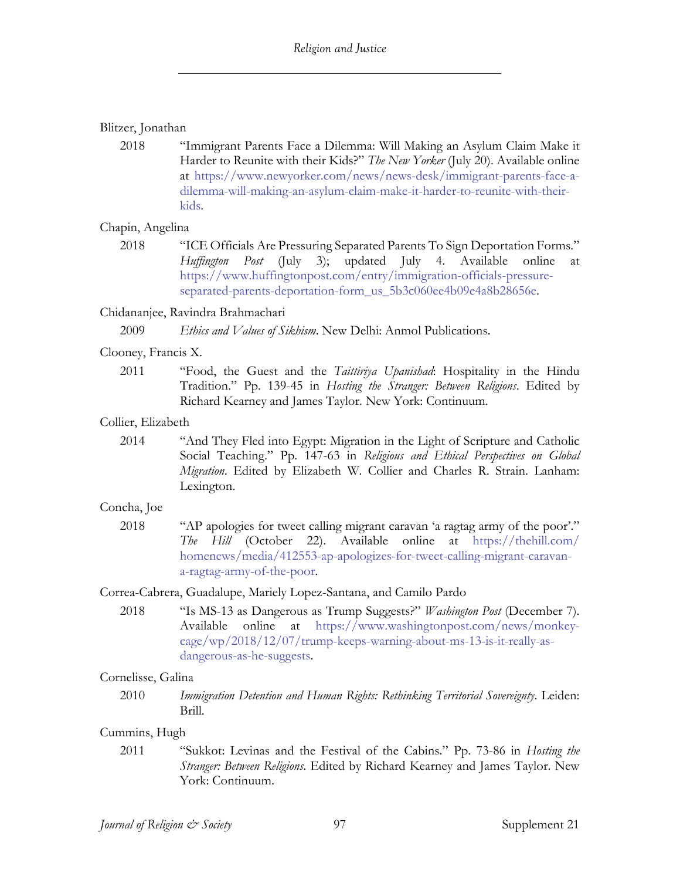Blitzer, Jonathan

2018 “Immigrant Parents Face a Dilemma: Will Making an Asylum Claim Make it Harder to Reunite with their Kids?” *The New Yorker* (July 20). Available online at https://www.newyorker.com/news/news-desk/immigrant-parents-face-a-dilemma-will-making-an-asylum-claim-make-it-harder-to-reunite-with-their-kids.

Chapin, Angelina

2018 “ICE Officials Are Pressuring Separated Parents To Sign Deportation Forms.” *Huffington Post* (July 3); updated July 4. Available online at https://www.huffingtonpost.com/entry/immigration-officials-pressure-separated-parents-deportation-form_us_5b3c060ee4b09e4a8b28656e.

Chidananjee, Ravindra Brahmachari

2009 *Ethics and Values of Sikhism*. New Delhi: Anmol Publications.

Clooney, Francis X.

2011 “Food, the Guest and the *Taittiriya Upanishad*: Hospitality in the Hindu Tradition.” Pp. 139-45 in *Hosting the Stranger: Between Religions*. Edited by Richard Kearney and James Taylor. New York: Continuum.

Collier, Elizabeth

2014 “And They Fled into Egypt: Migration in the Light of Scripture and Catholic Social Teaching.” Pp. 147-63 in *Religious and Ethical Perspectives on Global Migration*. Edited by Elizabeth W. Collier and Charles R. Strain. Lanham: Lexington.

Concha, Joe

2018 “AP apologies for tweet calling migrant caravan ‘a ragtag army of the poor’.” *The Hill* (October 22). Available online at https://thehill.com/homenews/media/412553-ap-apologizes-for-tweet-calling-migrant-caravan-a-ragtag-army-of-the-poor.

Correa-Cabrera, Guadalupe, Mariely Lopez-Santana, and Camilo Pardo

2018 “Is MS-13 as Dangerous as Trump Suggests?” *Washington Post* (December 7). Available online at https://www.washingtonpost.com/news/monkey-cage/wp/2018/12/07/trump-keeps-warning-about-ms-13-is-it-really-as-dangerous-as-he-suggests.

Cornelisse, Galina

2010 *Immigration Detention and Human Rights: Rethinking Territorial Sovereignty*. Leiden: Brill.

Cummins, Hugh

2011 “Sukkot: Levinas and the Festival of the Cabins.” Pp. 73-86 in *Hosting the Stranger: Between Religions*. Edited by Richard Kearney and James Taylor. New York: Continuum.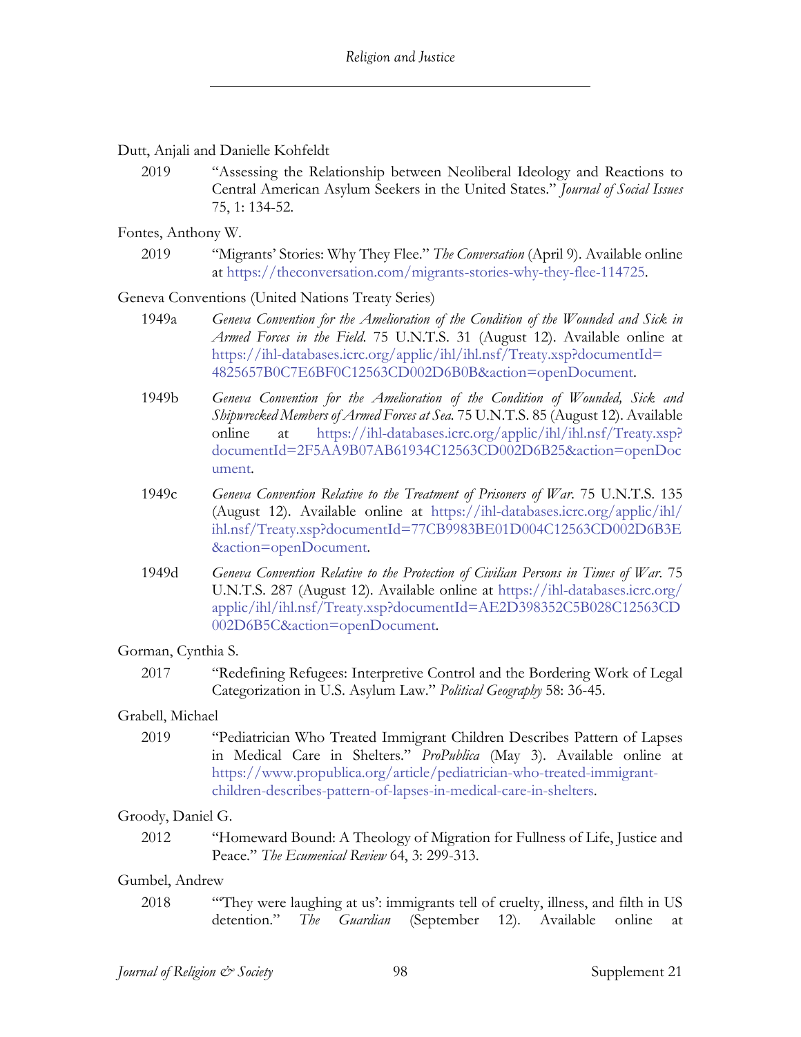Dutt, Anjali and Danielle Kohfeldt

2019 "Assessing the Relationship between Neoliberal Ideology and Reactions to Central American Asylum Seekers in the United States." *Journal of Social Issues* 75, 1: 134-52.

Fontes, Anthony W.

2019 "Migrants' Stories: Why They Flee." *The Conversation* (April 9). Available online at https://theconversation.com/migrants-stories-why-they-flee-114725.

Geneva Conventions (United Nations Treaty Series)

1949a *Geneva Convention for the Amelioration of the Condition of the Wounded and Sick in Armed Forces in the Field*. 75 U.N.T.S. 31 (August 12). Available online at https://ihl-databases.icrc.org/applic/ihl/ihl.nsf/Treaty.xsp?documentId=4825657B0C7E6BF0C12563CD002D6B0B&action=openDocument.

1949b *Geneva Convention for the Amelioration of the Condition of Wounded, Sick and Shipwrecked Members of Armed Forces at Sea*. 75 U.N.T.S. 85 (August 12). Available online at https://ihl-databases.icrc.org/applic/ihl/ihl.nsf/Treaty.xsp?documentId=2F5AA9B07AB61934C12563CD002D6B25&action=openDocument.

1949c *Geneva Convention Relative to the Treatment of Prisoners of War*. 75 U.N.T.S. 135 (August 12). Available online at https://ihl-databases.icrc.org/applic/ihl/ihl.nsf/Treaty.xsp?documentId=77CB9983BE01D004C12563CD002D6B3E&action=openDocument.

1949d *Geneva Convention Relative to the Protection of Civilian Persons in Times of War*. 75 U.N.T.S. 287 (August 12). Available online at https://ihl-databases.icrc.org/applic/ihl/ihl.nsf/Treaty.xsp?documentId=AE2D398352C5B028C12563CD002D6B5C&action=openDocument.

Gorman, Cynthia S.

2017 "Redefining Refugees: Interpretive Control and the Bordering Work of Legal Categorization in U.S. Asylum Law." *Political Geography* 58: 36-45.

Grabell, Michael

2019 "Pediatrician Who Treated Immigrant Children Describes Pattern of Lapses in Medical Care in Shelters." *ProPublica* (May 3). Available online at https://www.propublica.org/article/pediatrician-who-treated-immigrant-children-describes-pattern-of-lapses-in-medical-care-in-shelters.

Groody, Daniel G.

2012 "Homeward Bound: A Theology of Migration for Fullness of Life, Justice and Peace." *The Ecumenical Review* 64, 3: 299-313.

Gumbel, Andrew

2018 "'They were laughing at us': immigrants tell of cruelty, illness, and filth in US detention." *The Guardian* (September 12). Available online at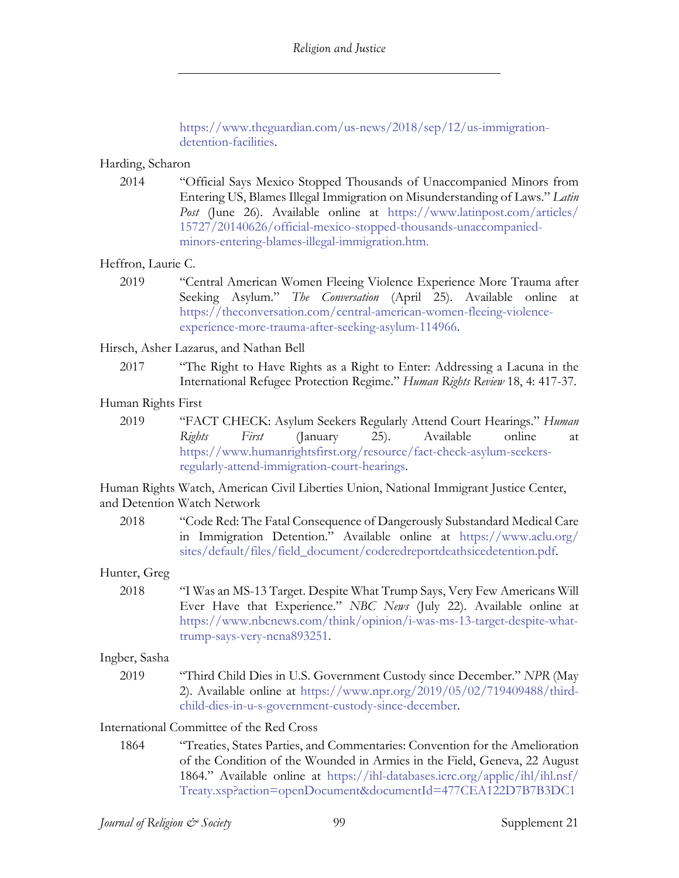https://www.theguardian.com/us-news/2018/sep/12/us-immigration-detention-facilities.

Harding, Scharon

2014 "Official Says Mexico Stopped Thousands of Unaccompanied Minors from Entering US, Blames Illegal Immigration on Misunderstanding of Laws." *Latin Post* (June 26). Available online at https://www.latinpost.com/articles/15727/20140626/official-mexico-stopped-thousands-unaccompanied-minors-entering-blames-illegal-immigration.htm.

Heffron, Laurie C.

2019 "Central American Women Fleeing Violence Experience More Trauma after Seeking Asylum." *The Conversation* (April 25). Available online at https://theconversation.com/central-american-women-fleeing-violence-experience-more-trauma-after-seeking-asylum-114966.

Hirsch, Asher Lazarus, and Nathan Bell

2017 "The Right to Have Rights as a Right to Enter: Addressing a Lacuna in the International Refugee Protection Regime." *Human Rights Review* 18, 4: 417-37.

Human Rights First

2019 "FACT CHECK: Asylum Seekers Regularly Attend Court Hearings." *Human Rights First* (January 25). Available online at https://www.humanrightsfirst.org/resource/fact-check-asylum-seekers-regularly-attend-immigration-court-hearings.

Human Rights Watch, American Civil Liberties Union, National Immigrant Justice Center, and Detention Watch Network

2018 "Code Red: The Fatal Consequence of Dangerously Substandard Medical Care in Immigration Detention." Available online at https://www.aclu.org/sites/default/files/field_document/coderedreportdeathsicedetention.pdf.

Hunter, Greg

2018 "I Was an MS-13 Target. Despite What Trump Says, Very Few Americans Will Ever Have that Experience." *NBC News* (July 22). Available online at https://www.nbcnews.com/think/opinion/i-was-ms-13-target-despite-what-trump-says-very-ncna893251.

Ingber, Sasha

2019 "Third Child Dies in U.S. Government Custody since December." *NPR* (May 2). Available online at https://www.npr.org/2019/05/02/719409488/third-child-dies-in-u-s-government-custody-since-december.

International Committee of the Red Cross

1864 "Treaties, States Parties, and Commentaries: Convention for the Amelioration of the Condition of the Wounded in Armies in the Field, Geneva, 22 August 1864." Available online at https://ihl-databases.icrc.org/applic/ihl/ihl.nsf/Treaty.xsp?action=openDocument&documentId=477CEA122D7B7B3DC1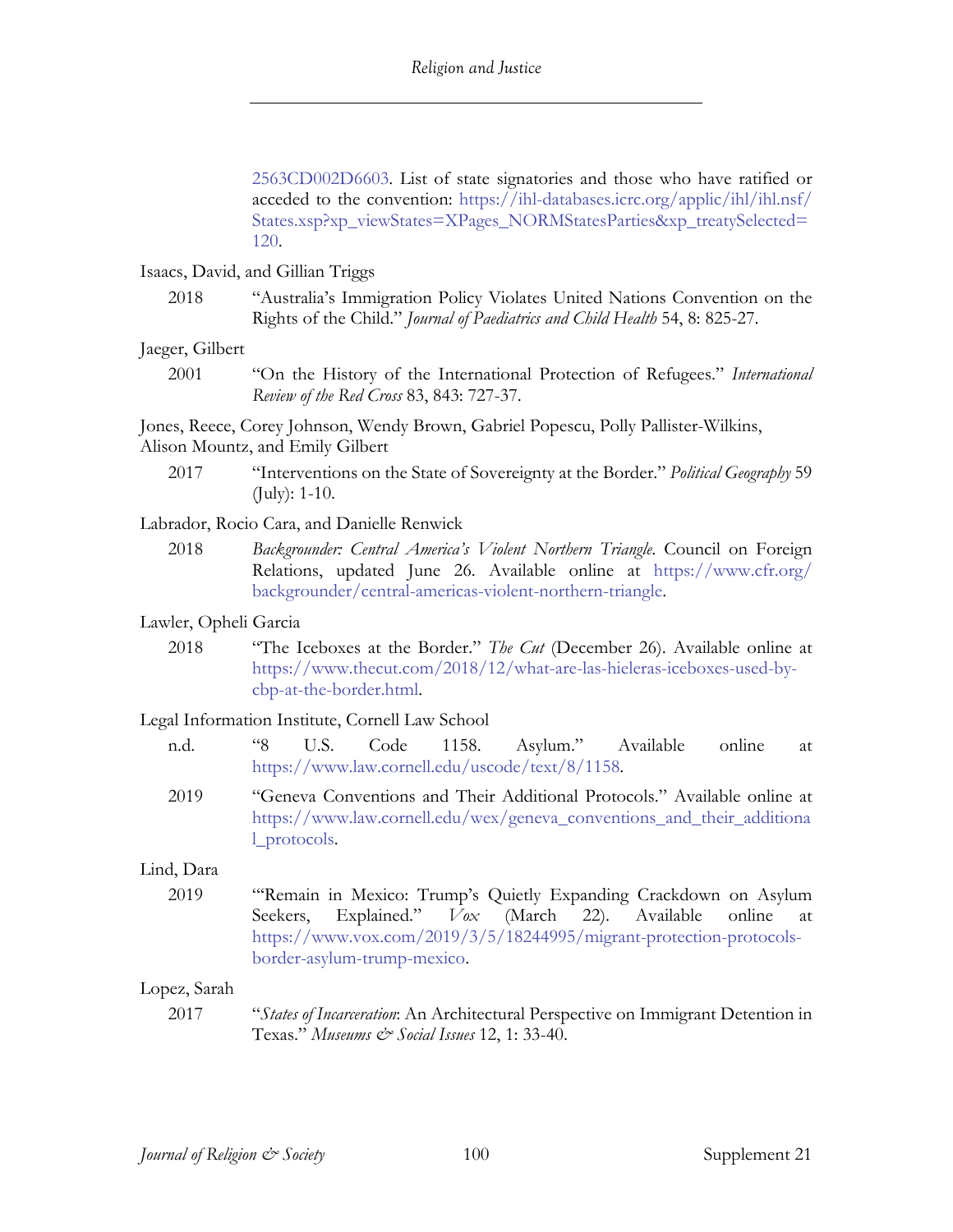2563CD002D6603. List of state signatories and those who have ratified or acceded to the convention: https://ihl-databases.icrc.org/applic/ihl/ihl.nsf/States.xsp?xp_viewStates=XPages_NORMStatesParties&xp_treatySelected=120.

Isaacs, David, and Gillian Triggs

2018 "Australia's Immigration Policy Violates United Nations Convention on the Rights of the Child." *Journal of Paediatrics and Child Health* 54, 8: 825-27.

Jaeger, Gilbert

2001 "On the History of the International Protection of Refugees." *International Review of the Red Cross* 83, 843: 727-37.

Jones, Reece, Corey Johnson, Wendy Brown, Gabriel Popescu, Polly Pallister-Wilkins, Alison Mountz, and Emily Gilbert

2017 "Interventions on the State of Sovereignty at the Border." *Political Geography* 59 (July): 1-10.

Labrador, Rocio Cara, and Danielle Renwick

2018 *Backgrounder: Central America's Violent Northern Triangle*. Council on Foreign Relations, updated June 26. Available online at https://www.cfr.org/backgrounder/central-americas-violent-northern-triangle.

Lawler, Opheli Garcia

2018 "The Iceboxes at the Border." *The Cut* (December 26). Available online at https://www.thecut.com/2018/12/what-are-las-hieleras-iceboxes-used-by-cbp-at-the-border.html.

Legal Information Institute, Cornell Law School

n.d. "8 U.S. Code 1158. Asylum." Available online at https://www.law.cornell.edu/uscode/text/8/1158.

2019 "Geneva Conventions and Their Additional Protocols." Available online at https://www.law.cornell.edu/wex/geneva_conventions_and_their_additional_protocols.

Lind, Dara

2019 "'Remain in Mexico: Trump's Quietly Expanding Crackdown on Asylum Seekers, Explained." *Vox* (March 22). Available online at https://www.vox.com/2019/3/5/18244995/migrant-protection-protocols-border-asylum-trump-mexico.

Lopez, Sarah

2017 "*States of Incarceration*: An Architectural Perspective on Immigrant Detention in Texas." *Museums & Social Issues* 12, 1: 33-40.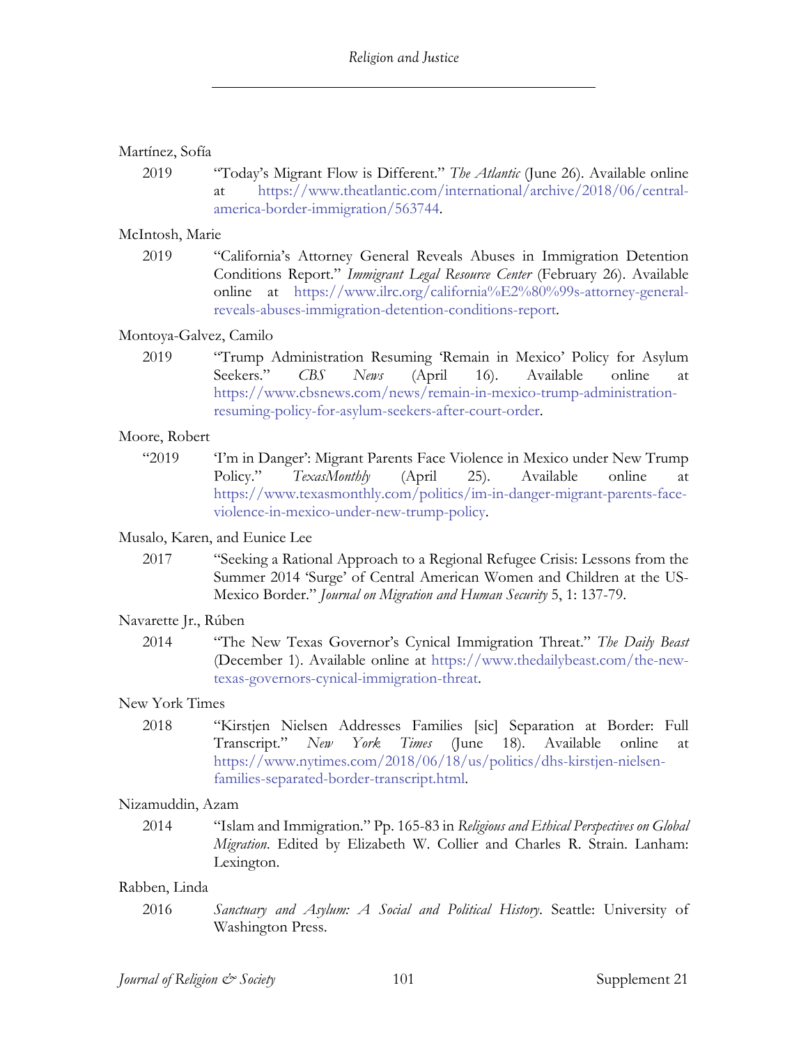Martínez, Sofía

2019 “Today’s Migrant Flow is Different.” *The Atlantic* (June 26). Available online at https://www.theatlantic.com/international/archive/2018/06/central-america-border-immigration/563744.

McIntosh, Marie

2019 “California’s Attorney General Reveals Abuses in Immigration Detention Conditions Report.” *Immigrant Legal Resource Center* (February 26). Available online at https://www.ilrc.org/california%E2%80%99s-attorney-general-reveals-abuses-immigration-detention-conditions-report.

Montoya-Galvez, Camilo

2019 “Trump Administration Resuming ‘Remain in Mexico’ Policy for Asylum Seekers.” *CBS News* (April 16). Available online at https://www.cbsnews.com/news/remain-in-mexico-trump-administration-resuming-policy-for-asylum-seekers-after-court-order.

Moore, Robert

“2019 ‘I’m in Danger’: Migrant Parents Face Violence in Mexico under New Trump Policy.” *TexasMonthly* (April 25). Available online at https://www.texasmonthly.com/politics/im-in-danger-migrant-parents-face-violence-in-mexico-under-new-trump-policy.

Musalo, Karen, and Eunice Lee

2017 “Seeking a Rational Approach to a Regional Refugee Crisis: Lessons from the Summer 2014 ‘Surge’ of Central American Women and Children at the US-Mexico Border.” *Journal on Migration and Human Security* 5, 1: 137-79.

Navarette Jr., Rúben

2014 “The New Texas Governor’s Cynical Immigration Threat.” *The Daily Beast* (December 1). Available online at https://www.thedailybeast.com/the-new-texas-governors-cynical-immigration-threat.

New York Times

2018 “Kirstjen Nielsen Addresses Families [sic] Separation at Border: Full Transcript.” *New York Times* (June 18). Available online at https://www.nytimes.com/2018/06/18/us/politics/dhs-kirstjen-nielsen-families-separated-border-transcript.html.

Nizamuddin, Azam

2014 “Islam and Immigration.” Pp. 165-83 in *Religious and Ethical Perspectives on Global Migration*. Edited by Elizabeth W. Collier and Charles R. Strain. Lanham: Lexington.

Rabben, Linda

2016 *Sanctuary and Asylum: A Social and Political History*. Seattle: University of Washington Press.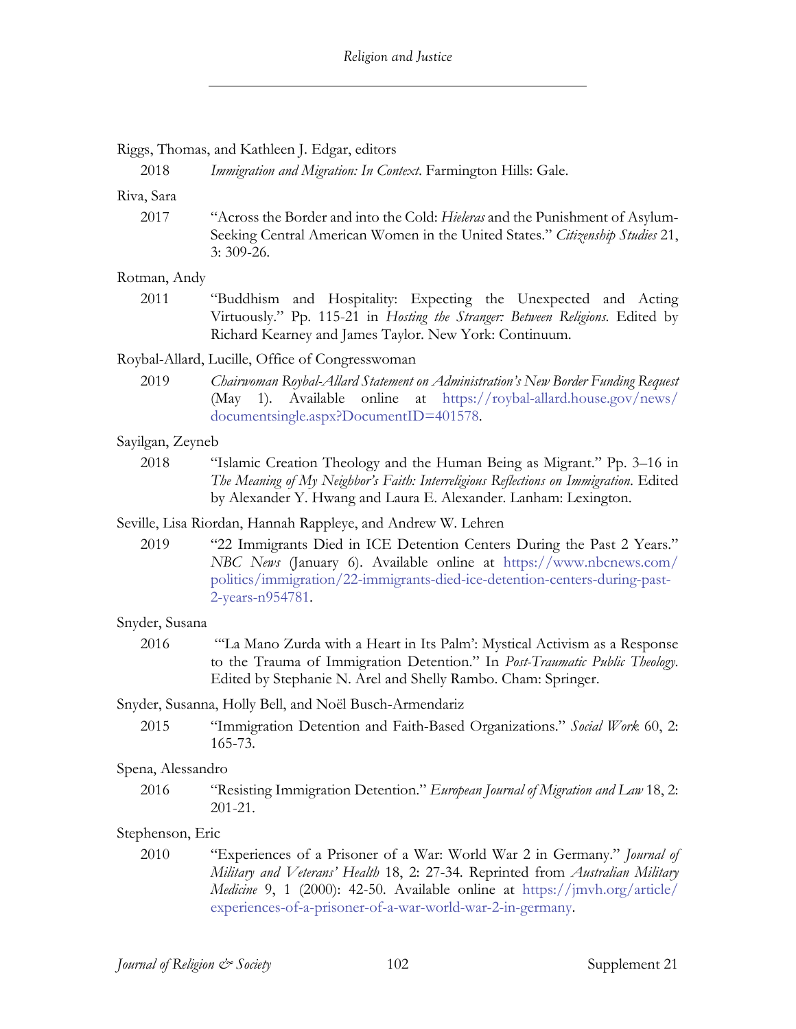Riggs, Thomas, and Kathleen J. Edgar, editors

2018 *Immigration and Migration: In Context*. Farmington Hills: Gale.

Riva, Sara

2017 "Across the Border and into the Cold: *Hieleras* and the Punishment of Asylum-Seeking Central American Women in the United States." *Citizenship Studies* 21, 3: 309-26.

Rotman, Andy

2011 "Buddhism and Hospitality: Expecting the Unexpected and Acting Virtuously." Pp. 115-21 in *Hosting the Stranger: Between Religions*. Edited by Richard Kearney and James Taylor. New York: Continuum.

Roybal-Allard, Lucille, Office of Congresswoman

2019 *Chairwoman Roybal-Allard Statement on Administration's New Border Funding Request* (May 1). Available online at https://roybal-allard.house.gov/news/documentsingle.aspx?DocumentID=401578.

Sayilgan, Zeyneb

2018 "Islamic Creation Theology and the Human Being as Migrant." Pp. 3–16 in *The Meaning of My Neighbor's Faith: Interreligious Reflections on Immigration*. Edited by Alexander Y. Hwang and Laura E. Alexander. Lanham: Lexington.

Seville, Lisa Riordan, Hannah Rappleye, and Andrew W. Lehren

2019 "22 Immigrants Died in ICE Detention Centers During the Past 2 Years." *NBC News* (January 6). Available online at https://www.nbcnews.com/politics/immigration/22-immigrants-died-ice-detention-centers-during-past-2-years-n954781.

Snyder, Susana

2016 "'La Mano Zurda with a Heart in Its Palm': Mystical Activism as a Response to the Trauma of Immigration Detention." In *Post-Traumatic Public Theology*. Edited by Stephanie N. Arel and Shelly Rambo. Cham: Springer.

Snyder, Susanna, Holly Bell, and Noël Busch-Armendariz

2015 "Immigration Detention and Faith-Based Organizations." *Social Work* 60, 2: 165-73.

Spena, Alessandro

2016 "Resisting Immigration Detention." *European Journal of Migration and Law* 18, 2: 201-21.

Stephenson, Eric

2010 "Experiences of a Prisoner of a War: World War 2 in Germany." *Journal of Military and Veterans' Health* 18, 2: 27-34. Reprinted from *Australian Military Medicine* 9, 1 (2000): 42-50. Available online at https://jmvh.org/article/experiences-of-a-prisoner-of-a-war-world-war-2-in-germany.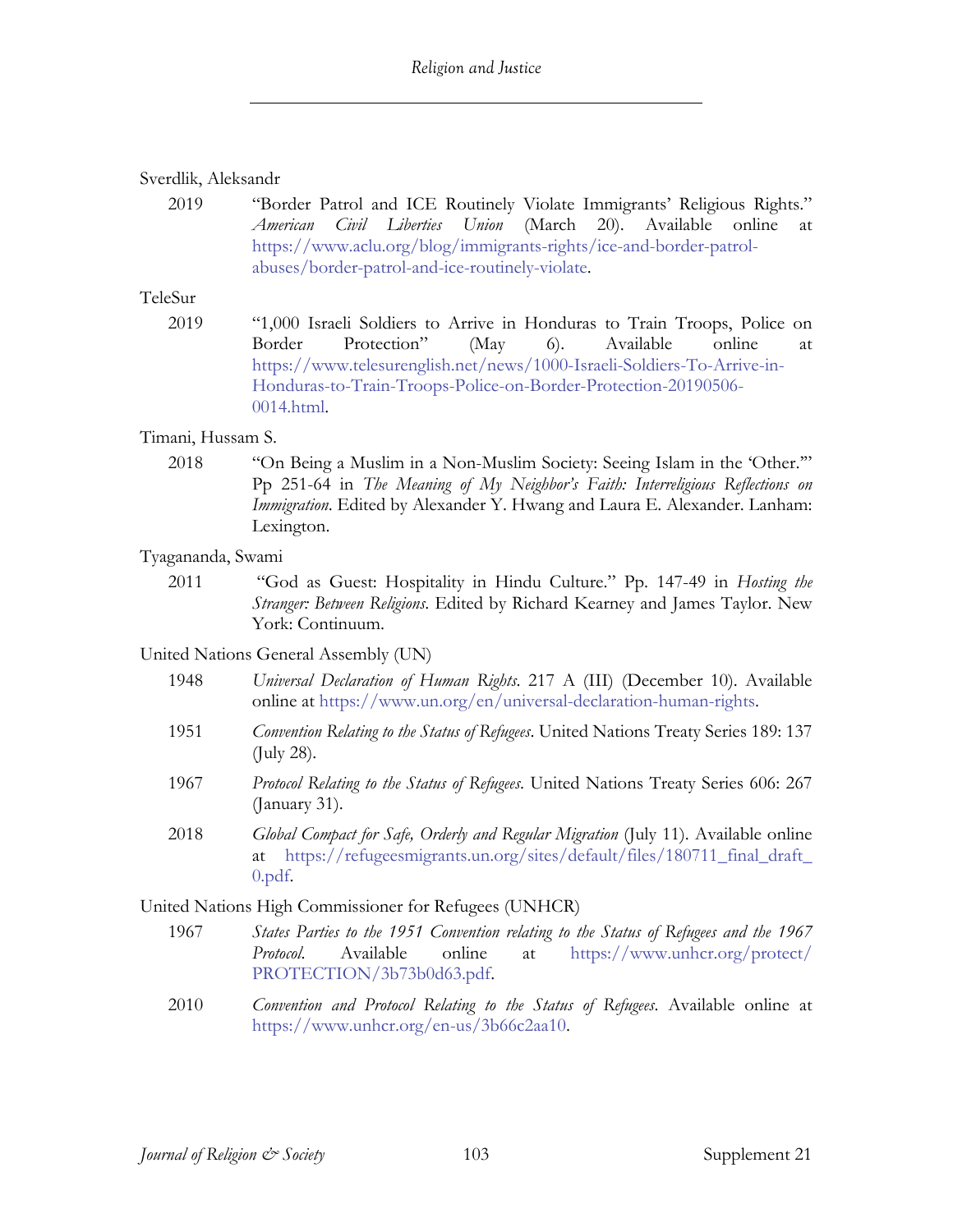Sverdlik, Aleksandr

2019 "Border Patrol and ICE Routinely Violate Immigrants' Religious Rights." *American Civil Liberties Union* (March 20). Available online at https://www.aclu.org/blog/immigrants-rights/ice-and-border-patrol-abuses/border-patrol-and-ice-routinely-violate.

TeleSur

2019 "1,000 Israeli Soldiers to Arrive in Honduras to Train Troops, Police on Border Protection" (May 6). Available online at https://www.telesurenglish.net/news/1000-Israeli-Soldiers-To-Arrive-in-Honduras-to-Train-Troops-Police-on-Border-Protection-20190506-0014.html.

Timani, Hussam S.

2018 "On Being a Muslim in a Non-Muslim Society: Seeing Islam in the 'Other.'" Pp 251-64 in *The Meaning of My Neighbor's Faith: Interreligious Reflections on Immigration*. Edited by Alexander Y. Hwang and Laura E. Alexander. Lanham: Lexington.

Tyagananda, Swami

2011 "God as Guest: Hospitality in Hindu Culture." Pp. 147-49 in *Hosting the Stranger: Between Religions*. Edited by Richard Kearney and James Taylor. New York: Continuum.

United Nations General Assembly (UN)

1948 *Universal Declaration of Human Rights*. 217 A (III) (December 10). Available online at https://www.un.org/en/universal-declaration-human-rights.

1951 *Convention Relating to the Status of Refugees*. United Nations Treaty Series 189: 137 (July 28).

1967 *Protocol Relating to the Status of Refugees*. United Nations Treaty Series 606: 267 (January 31).

2018 *Global Compact for Safe, Orderly and Regular Migration* (July 11). Available online at https://refugeesmigrants.un.org/sites/default/files/180711_final_draft_0.pdf.

United Nations High Commissioner for Refugees (UNHCR)

1967 *States Parties to the 1951 Convention relating to the Status of Refugees and the 1967 Protocol*. Available online at https://www.unhcr.org/protect/PROTECTION/3b73b0d63.pdf.

2010 *Convention and Protocol Relating to the Status of Refugees*. Available online at https://www.unhcr.org/en-us/3b66c2aa10.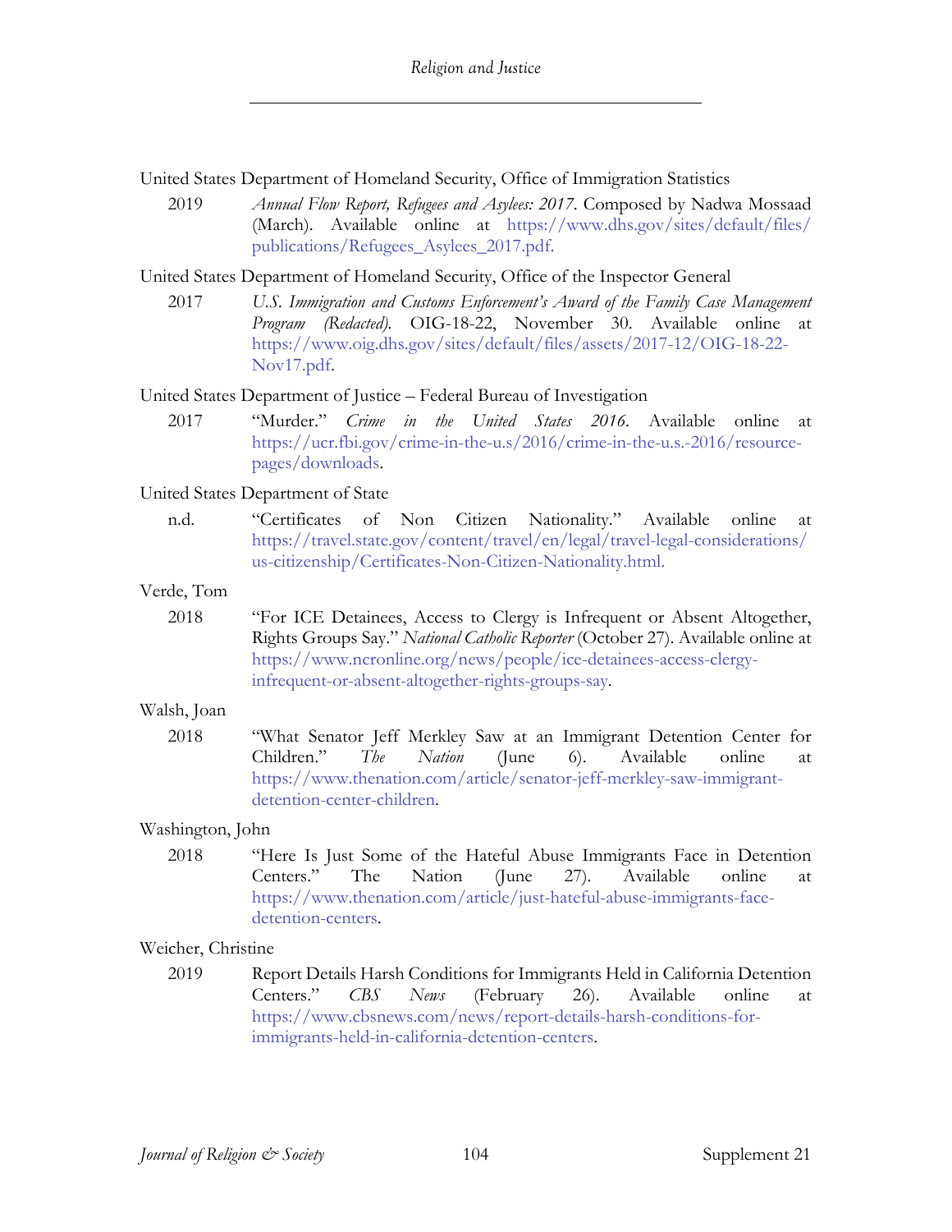United States Department of Homeland Security, Office of Immigration Statistics

2019 *Annual Flow Report, Refugees and Asylees: 2017*. Composed by Nadwa Mossaad (March). Available online at https://www.dhs.gov/sites/default/files/publications/Refugees_Asylees_2017.pdf.

United States Department of Homeland Security, Office of the Inspector General

2017 *U.S. Immigration and Customs Enforcement's Award of the Family Case Management Program (Redacted)*. OIG-18-22, November 30. Available online at https://www.oig.dhs.gov/sites/default/files/assets/2017-12/OIG-18-22-Nov17.pdf.

United States Department of Justice – Federal Bureau of Investigation

2017 "Murder." *Crime in the United States 2016*. Available online at https://ucr.fbi.gov/crime-in-the-u.s/2016/crime-in-the-u.s.-2016/resource-pages/downloads.

United States Department of State

n.d. "Certificates of Non Citizen Nationality." Available online at https://travel.state.gov/content/travel/en/legal/travel-legal-considerations/us-citizenship/Certificates-Non-Citizen-Nationality.html.

Verde, Tom

2018 "For ICE Detainees, Access to Clergy is Infrequent or Absent Altogether, Rights Groups Say." *National Catholic Reporter* (October 27). Available online at https://www.ncronline.org/news/people/ice-detainees-access-clergy-infrequent-or-absent-altogether-rights-groups-say.

Walsh, Joan

2018 "What Senator Jeff Merkley Saw at an Immigrant Detention Center for Children." *The Nation* (June 6). Available online at https://www.thenation.com/article/senator-jeff-merkley-saw-immigrant-detention-center-children.

Washington, John

2018 "Here Is Just Some of the Hateful Abuse Immigrants Face in Detention Centers." The Nation (June 27). Available online at https://www.thenation.com/article/just-hateful-abuse-immigrants-face-detention-centers.

Weicher, Christine

2019 Report Details Harsh Conditions for Immigrants Held in California Detention Centers." *CBS News* (February 26). Available online at https://www.cbsnews.com/news/report-details-harsh-conditions-for-immigrants-held-in-california-detention-centers.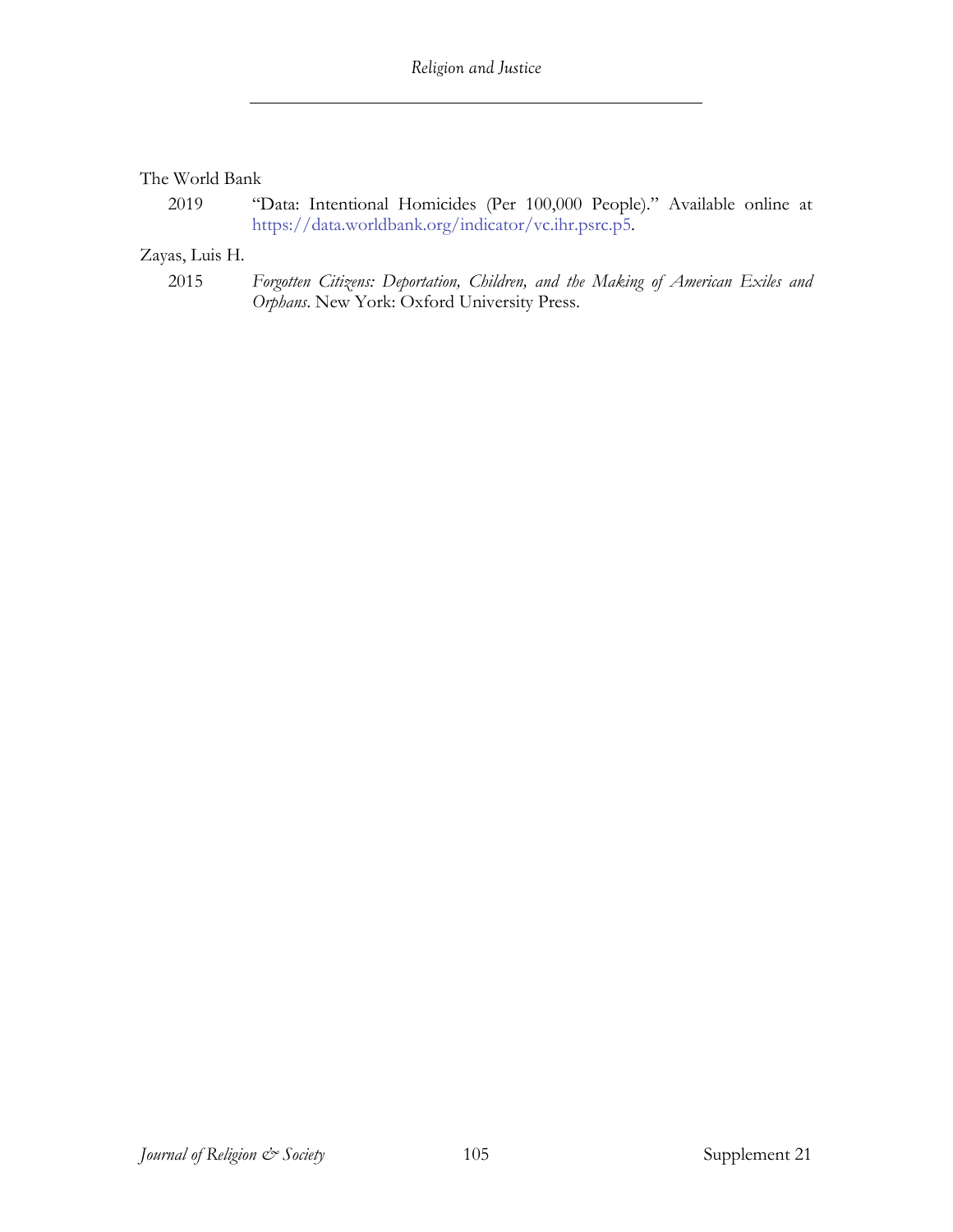The World Bank

2019 "Data: Intentional Homicides (Per 100,000 People)." Available online at https://data.worldbank.org/indicator/vc.ihr.psrc.p5.

Zayas, Luis H.

2015 *Forgotten Citizens: Deportation, Children, and the Making of American Exiles and Orphans*. New York: Oxford University Press.